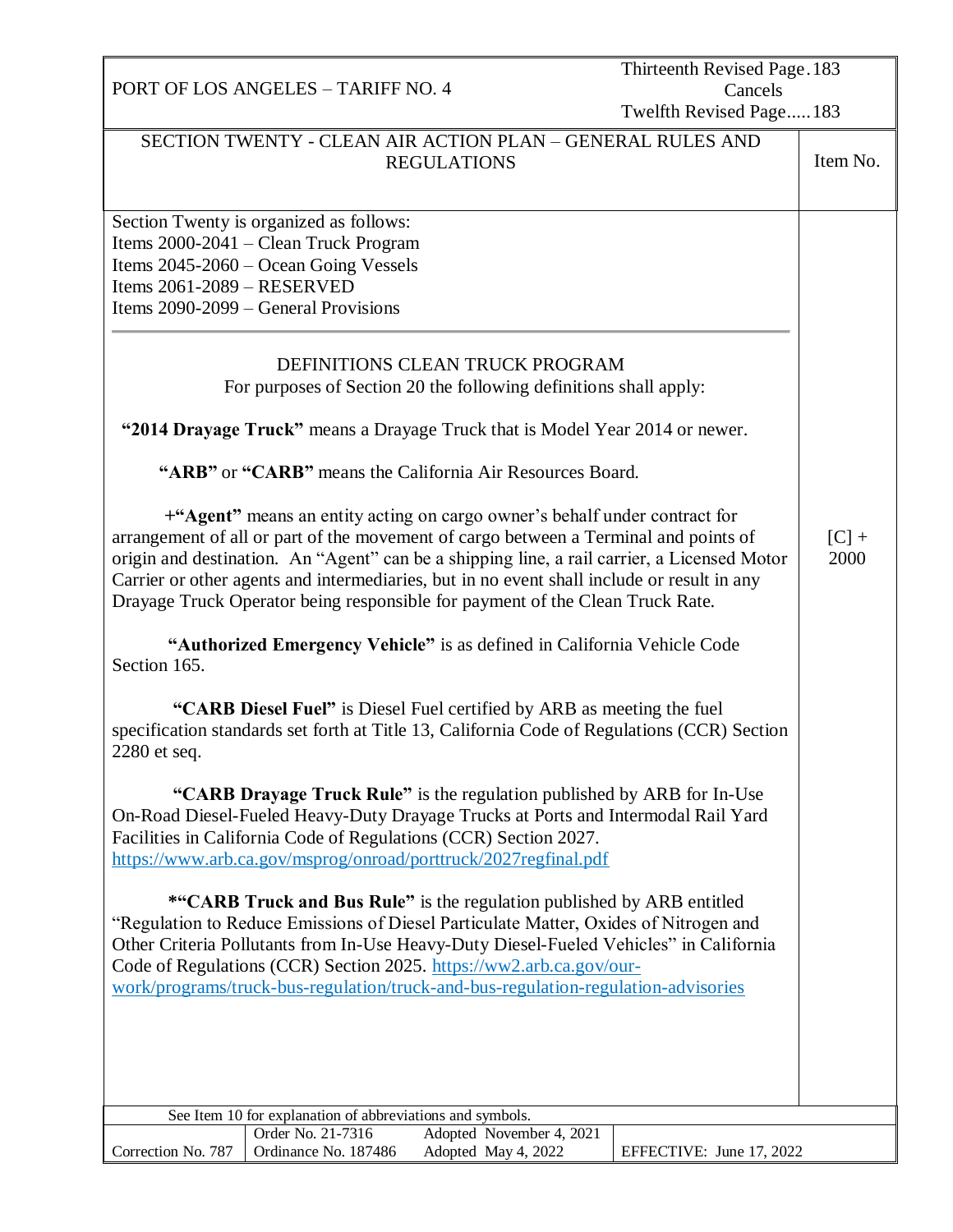## SECTION TWENTY - CLEAN AIR ACTION PLAN – GENERAL RULES AND REGULATIONS

Item No.

Section Twenty is organized as follows:
Items 2000-2041 – Clean Truck Program
Items 2045-2060 – Ocean Going Vessels
Items 2061-2089 – RESERVED
Items 2090-2099 – General Provisions

---

### DEFINITIONS CLEAN TRUCK PROGRAM

For purposes of Section 20 the following definitions shall apply:

**"2014 Drayage Truck"** means a Drayage Truck that is Model Year 2014 or newer.

**"ARB"** or **"CARB"** means the California Air Resources Board.

+**"Agent"** means an entity acting on cargo owner's behalf under contract for arrangement of all or part of the movement of cargo between a Terminal and points of origin and destination. An "Agent" can be a shipping line, a rail carrier, a Licensed Motor Carrier or other agents and intermediaries, but in no event shall include or result in any Drayage Truck Operator being responsible for payment of the Clean Truck Rate.

[C] + 2000

**"Authorized Emergency Vehicle"** is as defined in California Vehicle Code Section 165.

**"CARB Diesel Fuel"** is Diesel Fuel certified by ARB as meeting the fuel specification standards set forth at Title 13, California Code of Regulations (CCR) Section 2280 et seq.

**"CARB Drayage Truck Rule"** is the regulation published by ARB for In-Use On-Road Diesel-Fueled Heavy-Duty Drayage Trucks at Ports and Intermodal Rail Yard Facilities in California Code of Regulations (CCR) Section 2027. https://www.arb.ca.gov/msprog/onroad/porttruck/2027regfinal.pdf

*"**CARB Truck and Bus Rule"** is the regulation published by ARB entitled "Regulation to Reduce Emissions of Diesel Particulate Matter, Oxides of Nitrogen and Other Criteria Pollutants from In-Use Heavy-Duty Diesel-Fueled Vehicles" in California Code of Regulations (CCR) Section 2025. https://ww2.arb.ca.gov/our-work/programs/truck-bus-regulation/truck-and-bus-regulation-regulation-advisories

See Item 10 for explanation of abbreviations and symbols.

| Correction No. 787 | Order No. 21-7316<br>Ordinance No. 187486 | Adopted November 4, 2021<br>Adopted May 4, 2022 | EFFECTIVE: June 17, 2022 |
|---|---|---|---|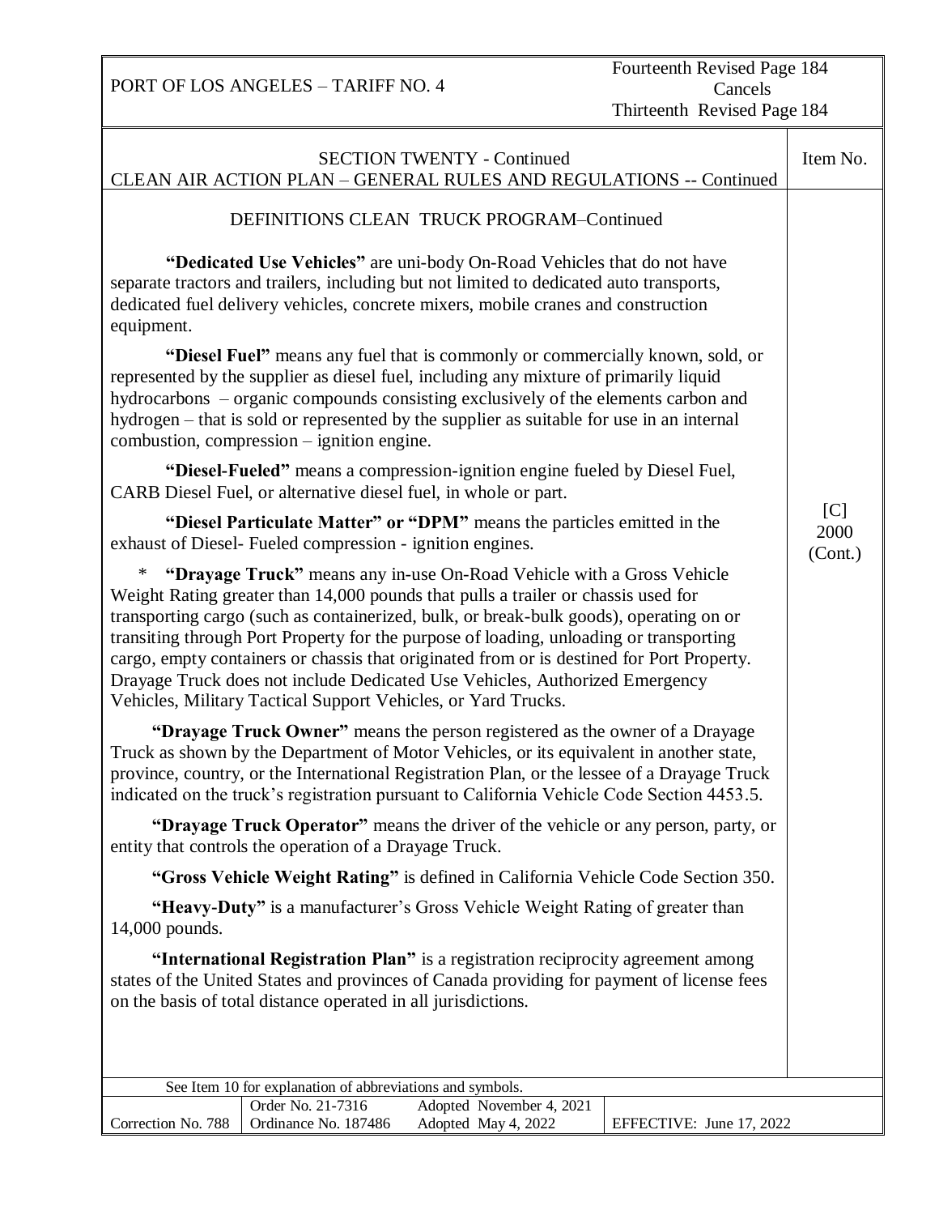SECTION TWENTY - Continued
CLEAN AIR ACTION PLAN – GENERAL RULES AND REGULATIONS -- Continued

Item No. [C] 2000 (Cont.)

DEFINITIONS CLEAN TRUCK PROGRAM–Continued

**"Dedicated Use Vehicles"** are uni-body On-Road Vehicles that do not have separate tractors and trailers, including but not limited to dedicated auto transports, dedicated fuel delivery vehicles, concrete mixers, mobile cranes and construction equipment.

**"Diesel Fuel"** means any fuel that is commonly or commercially known, sold, or represented by the supplier as diesel fuel, including any mixture of primarily liquid hydrocarbons – organic compounds consisting exclusively of the elements carbon and hydrogen – that is sold or represented by the supplier as suitable for use in an internal combustion, compression – ignition engine.

**"Diesel-Fueled"** means a compression-ignition engine fueled by Diesel Fuel, CARB Diesel Fuel, or alternative diesel fuel, in whole or part.

**"Diesel Particulate Matter" or "DPM"** means the particles emitted in the exhaust of Diesel- Fueled compression - ignition engines.

\* **"Drayage Truck"** means any in-use On-Road Vehicle with a Gross Vehicle Weight Rating greater than 14,000 pounds that pulls a trailer or chassis used for transporting cargo (such as containerized, bulk, or break-bulk goods), operating on or transiting through Port Property for the purpose of loading, unloading or transporting cargo, empty containers or chassis that originated from or is destined for Port Property. Drayage Truck does not include Dedicated Use Vehicles, Authorized Emergency Vehicles, Military Tactical Support Vehicles, or Yard Trucks.

**"Drayage Truck Owner"** means the person registered as the owner of a Drayage Truck as shown by the Department of Motor Vehicles, or its equivalent in another state, province, country, or the International Registration Plan, or the lessee of a Drayage Truck indicated on the truck's registration pursuant to California Vehicle Code Section 4453.5.

**"Drayage Truck Operator"** means the driver of the vehicle or any person, party, or entity that controls the operation of a Drayage Truck.

**"Gross Vehicle Weight Rating"** is defined in California Vehicle Code Section 350.

**"Heavy-Duty"** is a manufacturer's Gross Vehicle Weight Rating of greater than 14,000 pounds.

**"International Registration Plan"** is a registration reciprocity agreement among states of the United States and provinces of Canada providing for payment of license fees on the basis of total distance operated in all jurisdictions.

See Item 10 for explanation of abbreviations and symbols.

| Correction No. 788 | Order No. 21-7316<br>Ordinance No. 187486 | Adopted November 4, 2021<br>Adopted May 4, 2022 | EFFECTIVE: June 17, 2022 |
|---|---|---|---|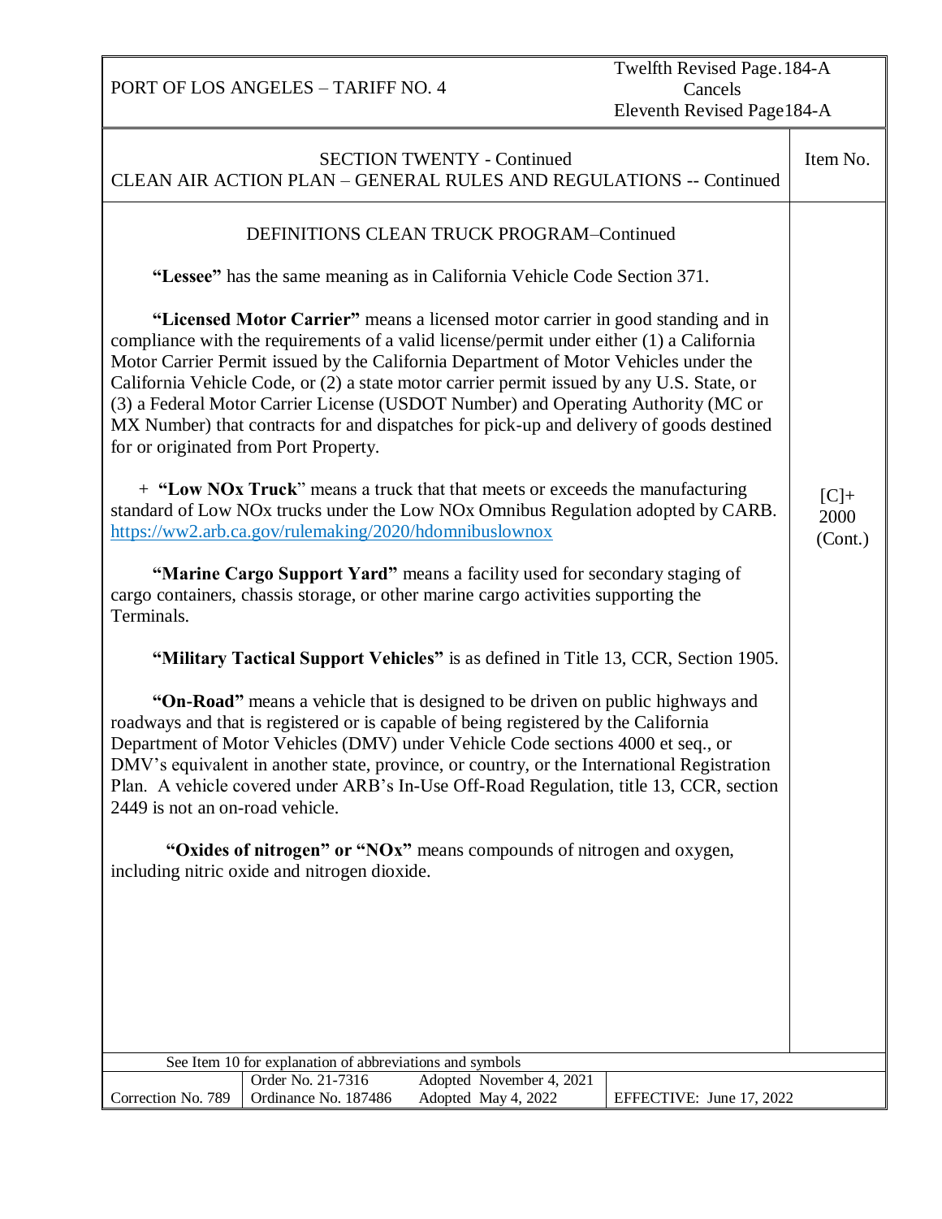## SECTION TWENTY - Continued
### CLEAN AIR ACTION PLAN – GENERAL RULES AND REGULATIONS -- Continued

Item No. [C]+ 2000 (Cont.)

#### DEFINITIONS CLEAN TRUCK PROGRAM–Continued

**"Lessee"** has the same meaning as in California Vehicle Code Section 371.

**"Licensed Motor Carrier"** means a licensed motor carrier in good standing and in compliance with the requirements of a valid license/permit under either (1) a California Motor Carrier Permit issued by the California Department of Motor Vehicles under the California Vehicle Code, or (2) a state motor carrier permit issued by any U.S. State, or (3) a Federal Motor Carrier License (USDOT Number) and Operating Authority (MC or MX Number) that contracts for and dispatches for pick-up and delivery of goods destined for or originated from Port Property.

+ **"Low NOx Truck"** means a truck that that meets or exceeds the manufacturing standard of Low NOx trucks under the Low NOx Omnibus Regulation adopted by CARB. https://ww2.arb.ca.gov/rulemaking/2020/hdomnibuslownox

**"Marine Cargo Support Yard"** means a facility used for secondary staging of cargo containers, chassis storage, or other marine cargo activities supporting the Terminals.

**"Military Tactical Support Vehicles"** is as defined in Title 13, CCR, Section 1905.

**"On-Road"** means a vehicle that is designed to be driven on public highways and roadways and that is registered or is capable of being registered by the California Department of Motor Vehicles (DMV) under Vehicle Code sections 4000 et seq., or DMV's equivalent in another state, province, or country, or the International Registration Plan. A vehicle covered under ARB's In-Use Off-Road Regulation, title 13, CCR, section 2449 is not an on-road vehicle.

**"Oxides of nitrogen" or "NOx"** means compounds of nitrogen and oxygen, including nitric oxide and nitrogen dioxide.

See Item 10 for explanation of abbreviations and symbols

| Correction No. 789 | Order No. 21-7316<br>Ordinance No. 187486 | Adopted November 4, 2021<br>Adopted May 4, 2022 | EFFECTIVE: June 17, 2022 |
|---|---|---|---|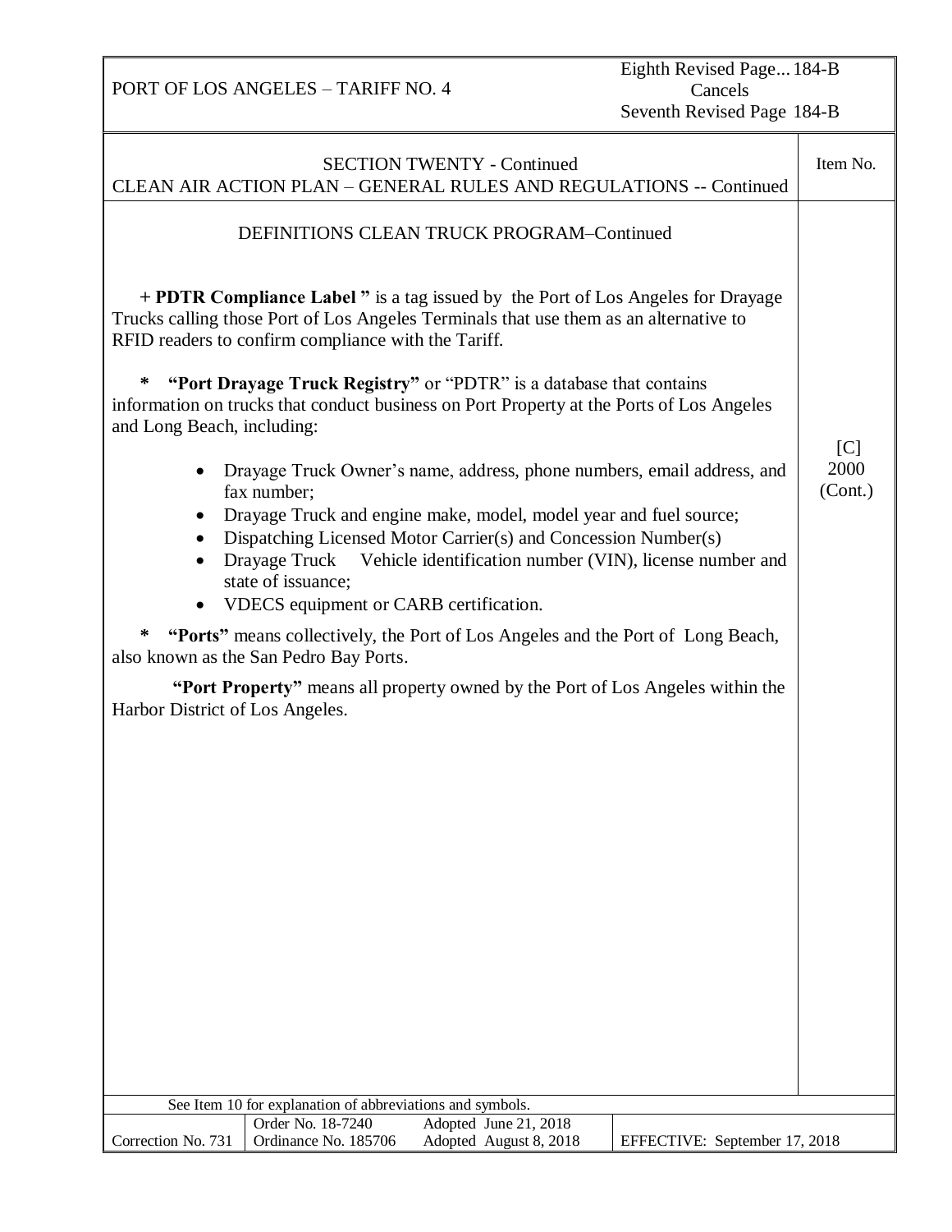## SECTION TWENTY - Continued
## CLEAN AIR ACTION PLAN – GENERAL RULES AND REGULATIONS -- Continued

Item No. [C] 2000 (Cont.)

### DEFINITIONS CLEAN TRUCK PROGRAM–Continued

+ **PDTR Compliance Label "** is a tag issued by the Port of Los Angeles for Drayage Trucks calling those Port of Los Angeles Terminals that use them as an alternative to RFID readers to confirm compliance with the Tariff.

\* **"Port Drayage Truck Registry"** or "PDTR" is a database that contains information on trucks that conduct business on Port Property at the Ports of Los Angeles and Long Beach, including:

- Drayage Truck Owner's name, address, phone numbers, email address, and fax number;
- Drayage Truck and engine make, model, model year and fuel source;
- Dispatching Licensed Motor Carrier(s) and Concession Number(s)
- Drayage Truck Vehicle identification number (VIN), license number and state of issuance;
- VDECS equipment or CARB certification.

\* **"Ports"** means collectively, the Port of Los Angeles and the Port of Long Beach, also known as the San Pedro Bay Ports.

**"Port Property"** means all property owned by the Port of Los Angeles within the Harbor District of Los Angeles.

See Item 10 for explanation of abbreviations and symbols.

| Correction No. 731 | Order No. 18-7240<br>Ordinance No. 185706 | Adopted June 21, 2018<br>Adopted August 8, 2018 | EFFECTIVE: September 17, 2018 |
|---|---|---|---|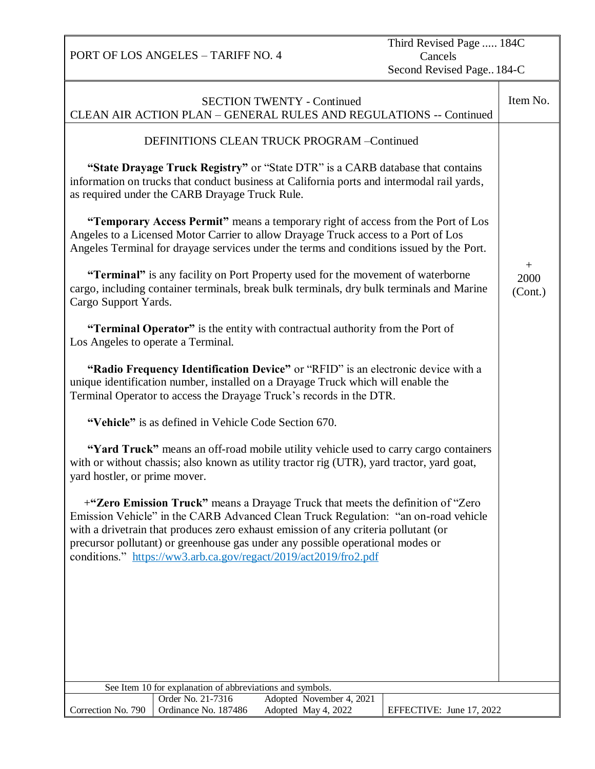SECTION TWENTY - Continued
CLEAN AIR ACTION PLAN – GENERAL RULES AND REGULATIONS -- Continued

Item No. + 2000 (Cont.)

DEFINITIONS CLEAN TRUCK PROGRAM –Continued

**"State Drayage Truck Registry"** or "State DTR" is a CARB database that contains information on trucks that conduct business at California ports and intermodal rail yards, as required under the CARB Drayage Truck Rule.

**"Temporary Access Permit"** means a temporary right of access from the Port of Los Angeles to a Licensed Motor Carrier to allow Drayage Truck access to a Port of Los Angeles Terminal for drayage services under the terms and conditions issued by the Port.

**"Terminal"** is any facility on Port Property used for the movement of waterborne cargo, including container terminals, break bulk terminals, dry bulk terminals and Marine Cargo Support Yards.

**"Terminal Operator"** is the entity with contractual authority from the Port of Los Angeles to operate a Terminal.

**"Radio Frequency Identification Device"** or "RFID" is an electronic device with a unique identification number, installed on a Drayage Truck which will enable the Terminal Operator to access the Drayage Truck's records in the DTR.

**"Vehicle"** is as defined in Vehicle Code Section 670.

**"Yard Truck"** means an off-road mobile utility vehicle used to carry cargo containers with or without chassis; also known as utility tractor rig (UTR), yard tractor, yard goat, yard hostler, or prime mover.

+**"Zero Emission Truck"** means a Drayage Truck that meets the definition of "Zero Emission Vehicle" in the CARB Advanced Clean Truck Regulation: "an on-road vehicle with a drivetrain that produces zero exhaust emission of any criteria pollutant (or precursor pollutant) or greenhouse gas under any possible operational modes or conditions." https://ww3.arb.ca.gov/regact/2019/act2019/fro2.pdf

See Item 10 for explanation of abbreviations and symbols.

| Correction No. 790 | Order No. 21-7316<br>Ordinance No. 187486 | Adopted November 4, 2021<br>Adopted May 4, 2022 | EFFECTIVE: June 17, 2022 |
|---|---|---|---|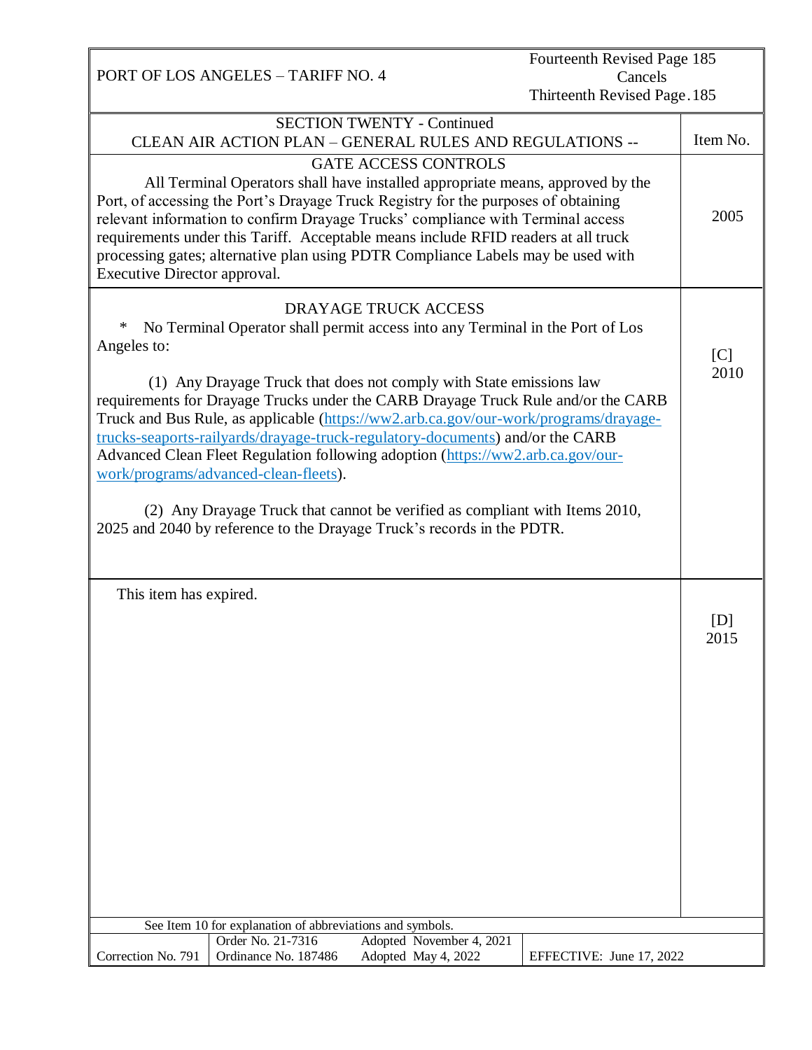## SECTION TWENTY - Continued

## CLEAN AIR ACTION PLAN – GENERAL RULES AND REGULATIONS --

| | Item No. |
|---|---|
| **GATE ACCESS CONTROLS**<br>All Terminal Operators shall have installed appropriate means, approved by the Port, of accessing the Port's Drayage Truck Registry for the purposes of obtaining relevant information to confirm Drayage Trucks' compliance with Terminal access requirements under this Tariff. Acceptable means include RFID readers at all truck processing gates; alternative plan using PDTR Compliance Labels may be used with Executive Director approval. | 2005 |
| **DRAYAGE TRUCK ACCESS**<br>* No Terminal Operator shall permit access into any Terminal in the Port of Los Angeles to:<br><br>(1) Any Drayage Truck that does not comply with State emissions law requirements for Drayage Trucks under the CARB Drayage Truck Rule and/or the CARB Truck and Bus Rule, as applicable (https://ww2.arb.ca.gov/our-work/programs/drayage-trucks-seaports-railyards/drayage-truck-regulatory-documents) and/or the CARB Advanced Clean Fleet Regulation following adoption (https://ww2.arb.ca.gov/our-work/programs/advanced-clean-fleets).<br><br>(2) Any Drayage Truck that cannot be verified as compliant with Items 2010, 2025 and 2040 by reference to the Drayage Truck's records in the PDTR. | [C] 2010 |
| This item has expired. | [D] 2015 |

See Item 10 for explanation of abbreviations and symbols.

| Correction No. 791 | Order No. 21-7316<br>Ordinance No. 187486 | Adopted November 4, 2021<br>Adopted May 4, 2022 | EFFECTIVE: June 17, 2022 |
|---|---|---|---|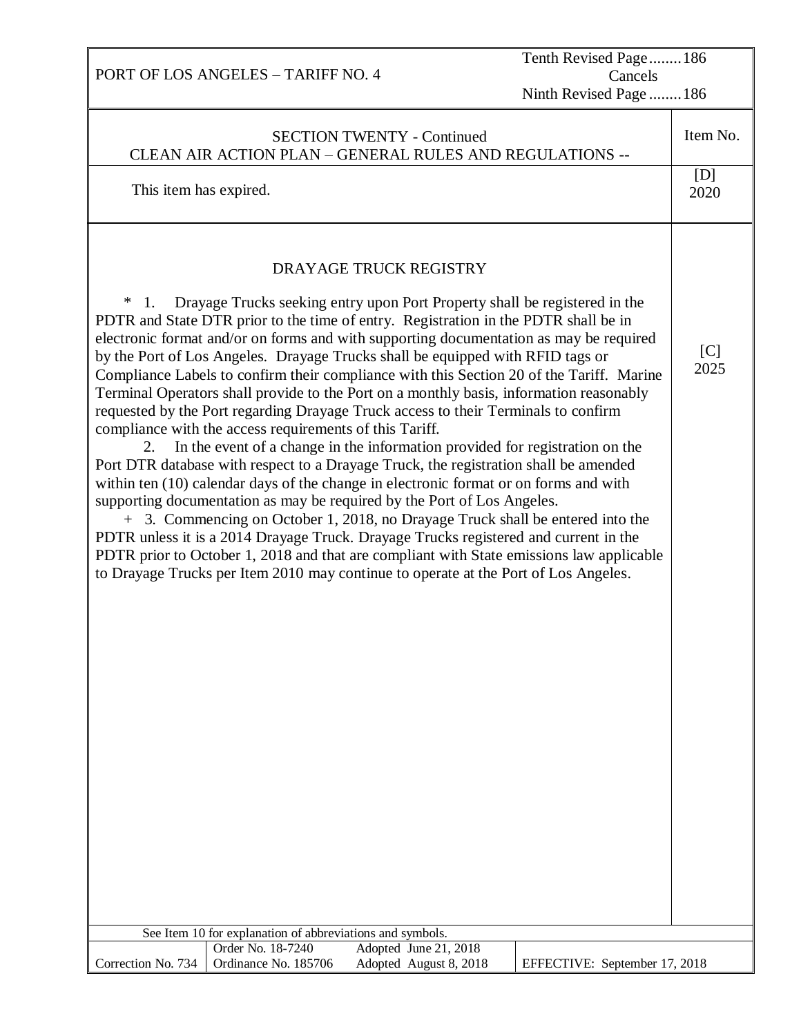PORT OF LOS ANGELES – TARIFF NO. 4

Tenth Revised Page........186
Cancels
Ninth Revised Page........186

| SECTION TWENTY - Continued<br>CLEAN AIR ACTION PLAN – GENERAL RULES AND REGULATIONS -- | Item No. |
|---|---|
| This item has expired. | [D]<br>2020 |

## DRAYAGE TRUCK REGISTRY

[C] 2025

\* 1. Drayage Trucks seeking entry upon Port Property shall be registered in the PDTR and State DTR prior to the time of entry. Registration in the PDTR shall be in electronic format and/or on forms and with supporting documentation as may be required by the Port of Los Angeles. Drayage Trucks shall be equipped with RFID tags or Compliance Labels to confirm their compliance with this Section 20 of the Tariff. Marine Terminal Operators shall provide to the Port on a monthly basis, information reasonably requested by the Port regarding Drayage Truck access to their Terminals to confirm compliance with the access requirements of this Tariff.

2. In the event of a change in the information provided for registration on the Port DTR database with respect to a Drayage Truck, the registration shall be amended within ten (10) calendar days of the change in electronic format or on forms and with supporting documentation as may be required by the Port of Los Angeles.

\+ 3. Commencing on October 1, 2018, no Drayage Truck shall be entered into the PDTR unless it is a 2014 Drayage Truck. Drayage Trucks registered and current in the PDTR prior to October 1, 2018 and that are compliant with State emissions law applicable to Drayage Trucks per Item 2010 may continue to operate at the Port of Los Angeles.

See Item 10 for explanation of abbreviations and symbols.

| Correction No. 734 | Order No. 18-7240<br>Ordinance No. 185706 | Adopted June 21, 2018<br>Adopted August 8, 2018 | EFFECTIVE: September 17, 2018 |
|---|---|---|---|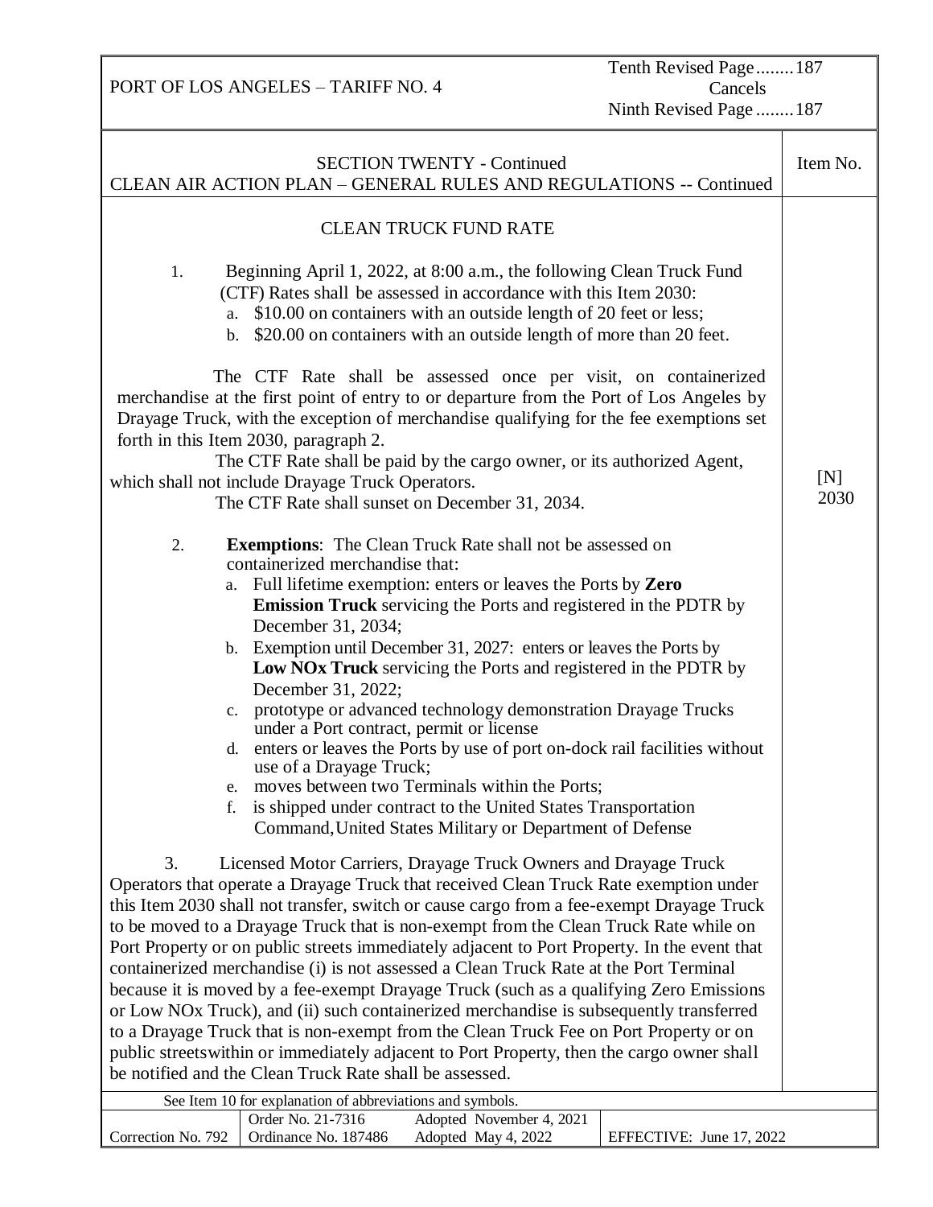PORT OF LOS ANGELES – TARIFF NO. 4

Tenth Revised Page........187
Cancels
Ninth Revised Page........187

## SECTION TWENTY - Continued
## CLEAN AIR ACTION PLAN – GENERAL RULES AND REGULATIONS -- Continued

Item No. [N] 2030

### CLEAN TRUCK FUND RATE

1. Beginning April 1, 2022, at 8:00 a.m., the following Clean Truck Fund (CTF) Rates shall be assessed in accordance with this Item 2030:
   a. $10.00 on containers with an outside length of 20 feet or less;
   b. $20.00 on containers with an outside length of more than 20 feet.

The CTF Rate shall be assessed once per visit, on containerized merchandise at the first point of entry to or departure from the Port of Los Angeles by Drayage Truck, with the exception of merchandise qualifying for the fee exemptions set forth in this Item 2030, paragraph 2.

The CTF Rate shall be paid by the cargo owner, or its authorized Agent, which shall not include Drayage Truck Operators.

The CTF Rate shall sunset on December 31, 2034.

2. **Exemptions**: The Clean Truck Rate shall not be assessed on containerized merchandise that:
   a. Full lifetime exemption: enters or leaves the Ports by **Zero Emission Truck** servicing the Ports and registered in the PDTR by December 31, 2034;
   b. Exemption until December 31, 2027: enters or leaves the Ports by **Low NOx Truck** servicing the Ports and registered in the PDTR by December 31, 2022;
   c. prototype or advanced technology demonstration Drayage Trucks under a Port contract, permit or license
   d. enters or leaves the Ports by use of port on-dock rail facilities without use of a Drayage Truck;
   e. moves between two Terminals within the Ports;
   f. is shipped under contract to the United States Transportation Command, United States Military or Department of Defense

3. Licensed Motor Carriers, Drayage Truck Owners and Drayage Truck Operators that operate a Drayage Truck that received Clean Truck Rate exemption under this Item 2030 shall not transfer, switch or cause cargo from a fee-exempt Drayage Truck to be moved to a Drayage Truck that is non-exempt from the Clean Truck Rate while on Port Property or on public streets immediately adjacent to Port Property. In the event that containerized merchandise (i) is not assessed a Clean Truck Rate at the Port Terminal because it is moved by a fee-exempt Drayage Truck (such as a qualifying Zero Emissions or Low NOx Truck), and (ii) such containerized merchandise is subsequently transferred to a Drayage Truck that is non-exempt from the Clean Truck Fee on Port Property or on public streetswithin or immediately adjacent to Port Property, then the cargo owner shall be notified and the Clean Truck Rate shall be assessed.

See Item 10 for explanation of abbreviations and symbols.

| Correction No. 792 | Order No. 21-7316<br>Ordinance No. 187486 | Adopted November 4, 2021<br>Adopted May 4, 2022 | EFFECTIVE: June 17, 2022 |
|---|---|---|---|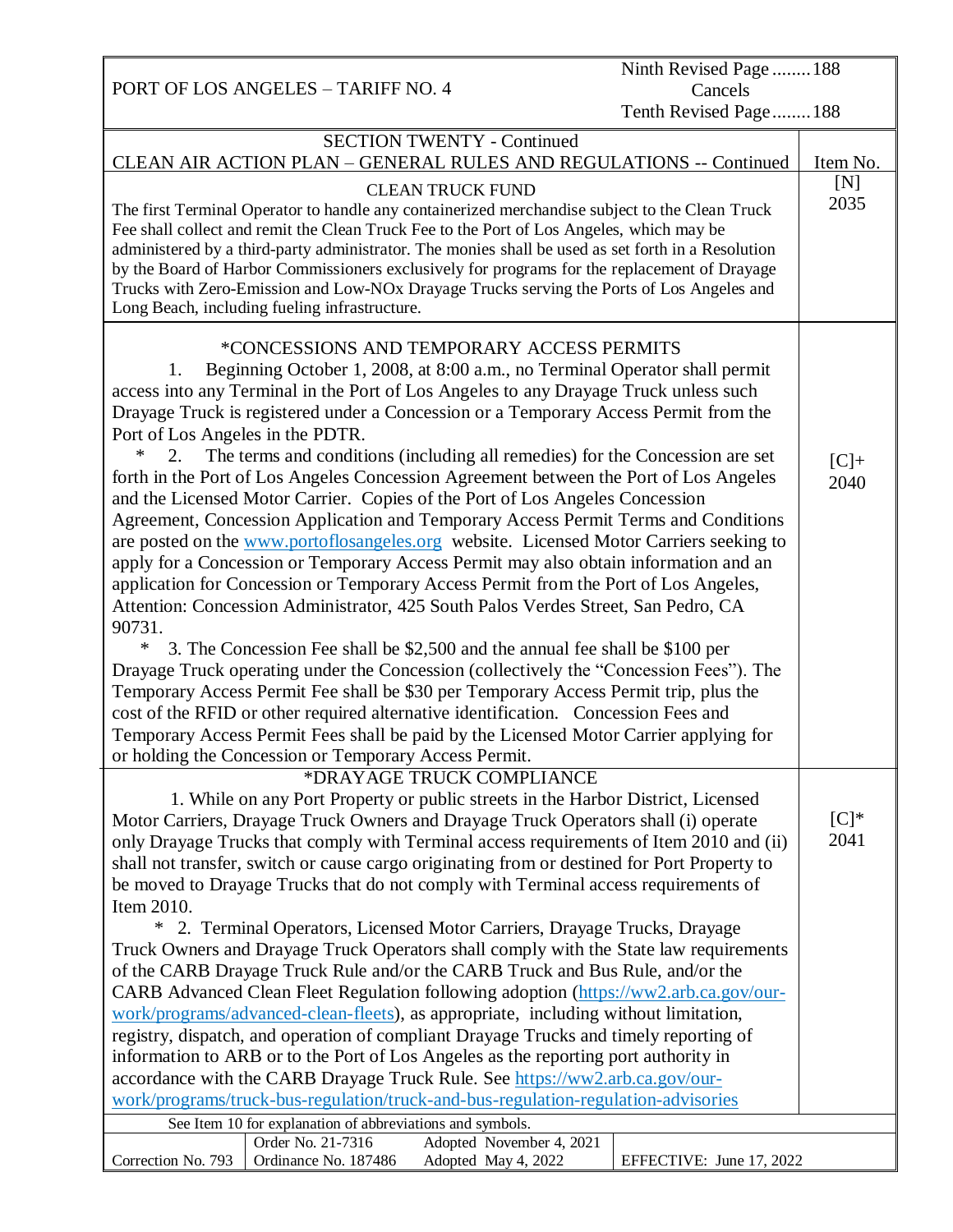PORT OF LOS ANGELES – TARIFF NO. 4

Ninth Revised Page ........188
Cancels
Tenth Revised Page........188

SECTION TWENTY - Continued

CLEAN AIR ACTION PLAN – GENERAL RULES AND REGULATIONS -- Continued

| Rule | Item No. |
|---|---|
| **CLEAN TRUCK FUND**<br>The first Terminal Operator to handle any containerized merchandise subject to the Clean Truck Fee shall collect and remit the Clean Truck Fee to the Port of Los Angeles, which may be administered by a third-party administrator. The monies shall be used as set forth in a Resolution by the Board of Harbor Commissioners exclusively for programs for the replacement of Drayage Trucks with Zero-Emission and Low-NOx Drayage Trucks serving the Ports of Los Angeles and Long Beach, including fueling infrastructure. | [N]<br>2035 |
| ***CONCESSIONS AND TEMPORARY ACCESS PERMITS**<br>1. Beginning October 1, 2008, at 8:00 a.m., no Terminal Operator shall permit access into any Terminal in the Port of Los Angeles to any Drayage Truck unless such Drayage Truck is registered under a Concession or a Temporary Access Permit from the Port of Los Angeles in the PDTR.<br>* 2. The terms and conditions (including all remedies) for the Concession are set forth in the Port of Los Angeles Concession Agreement between the Port of Los Angeles and the Licensed Motor Carrier. Copies of the Port of Los Angeles Concession Agreement, Concession Application and Temporary Access Permit Terms and Conditions are posted on the www.portoflosangeles.org website. Licensed Motor Carriers seeking to apply for a Concession or Temporary Access Permit may also obtain information and an application for Concession or Temporary Access Permit from the Port of Los Angeles, Attention: Concession Administrator, 425 South Palos Verdes Street, San Pedro, CA 90731.<br>* 3. The Concession Fee shall be $2,500 and the annual fee shall be $100 per Drayage Truck operating under the Concession (collectively the "Concession Fees"). The Temporary Access Permit Fee shall be $30 per Temporary Access Permit trip, plus the cost of the RFID or other required alternative identification. Concession Fees and Temporary Access Permit Fees shall be paid by the Licensed Motor Carrier applying for or holding the Concession or Temporary Access Permit. | [C]+<br>2040 |
| ***DRAYAGE TRUCK COMPLIANCE**<br>1. While on any Port Property or public streets in the Harbor District, Licensed Motor Carriers, Drayage Truck Owners and Drayage Truck Operators shall (i) operate only Drayage Trucks that comply with Terminal access requirements of Item 2010 and (ii) shall not transfer, switch or cause cargo originating from or destined for Port Property to be moved to Drayage Trucks that do not comply with Terminal access requirements of Item 2010.<br>* 2. Terminal Operators, Licensed Motor Carriers, Drayage Trucks, Drayage Truck Owners and Drayage Truck Operators shall comply with the State law requirements of the CARB Drayage Truck Rule and/or the CARB Truck and Bus Rule, and/or the CARB Advanced Clean Fleet Regulation following adoption (https://ww2.arb.ca.gov/our-work/programs/advanced-clean-fleets), as appropriate, including without limitation, registry, dispatch, and operation of compliant Drayage Trucks and timely reporting of information to ARB or to the Port of Los Angeles as the reporting port authority in accordance with the CARB Drayage Truck Rule. See https://ww2.arb.ca.gov/our-work/programs/truck-bus-regulation/truck-and-bus-regulation-regulation-advisories | [C]*<br>2041 |

See Item 10 for explanation of abbreviations and symbols.

| Correction No. 793 | Order No. 21-7316<br>Ordinance No. 187486 | Adopted November 4, 2021<br>Adopted May 4, 2022 | EFFECTIVE: June 17, 2022 |
|---|---|---|---|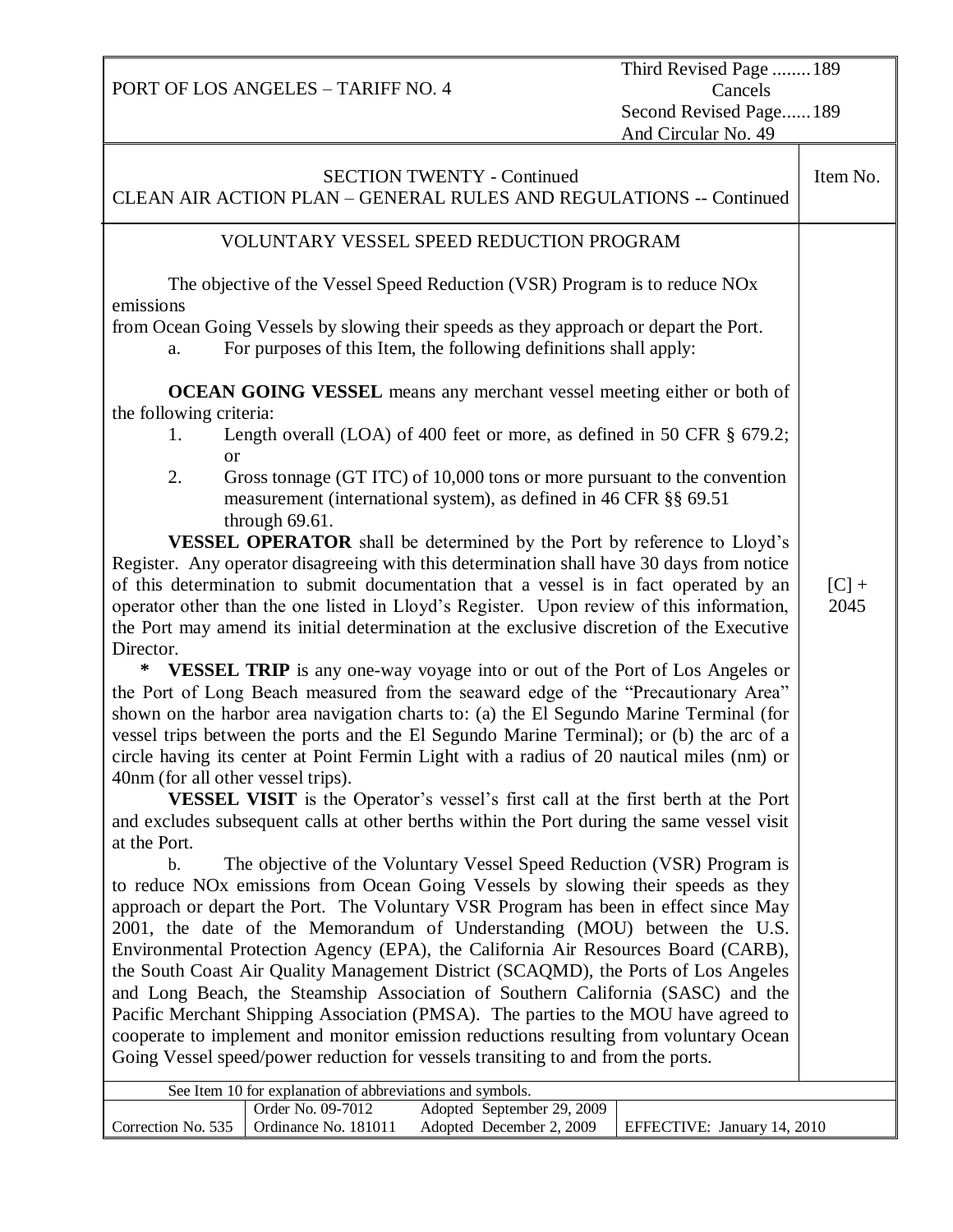PORT OF LOS ANGELES – TARIFF NO. 4

Third Revised Page ........189
Cancels
Second Revised Page......189
And Circular No. 49

SECTION TWENTY - Continued
CLEAN AIR ACTION PLAN – GENERAL RULES AND REGULATIONS -- Continued

Item No. [C] + 2045

## VOLUNTARY VESSEL SPEED REDUCTION PROGRAM

The objective of the Vessel Speed Reduction (VSR) Program is to reduce NOx emissions
from Ocean Going Vessels by slowing their speeds as they approach or depart the Port.

a. For purposes of this Item, the following definitions shall apply:

**OCEAN GOING VESSEL** means any merchant vessel meeting either or both of the following criteria:

1. Length overall (LOA) of 400 feet or more, as defined in 50 CFR § 679.2; or
2. Gross tonnage (GT ITC) of 10,000 tons or more pursuant to the convention measurement (international system), as defined in 46 CFR §§ 69.51 through 69.61.

**VESSEL OPERATOR** shall be determined by the Port by reference to Lloyd's Register. Any operator disagreeing with this determination shall have 30 days from notice of this determination to submit documentation that a vessel is in fact operated by an operator other than the one listed in Lloyd's Register. Upon review of this information, the Port may amend its initial determination at the exclusive discretion of the Executive Director.

\* **VESSEL TRIP** is any one-way voyage into or out of the Port of Los Angeles or the Port of Long Beach measured from the seaward edge of the "Precautionary Area" shown on the harbor area navigation charts to: (a) the El Segundo Marine Terminal (for vessel trips between the ports and the El Segundo Marine Terminal); or (b) the arc of a circle having its center at Point Fermin Light with a radius of 20 nautical miles (nm) or 40nm (for all other vessel trips).

**VESSEL VISIT** is the Operator's vessel's first call at the first berth at the Port and excludes subsequent calls at other berths within the Port during the same vessel visit at the Port.

b. The objective of the Voluntary Vessel Speed Reduction (VSR) Program is to reduce NOx emissions from Ocean Going Vessels by slowing their speeds as they approach or depart the Port. The Voluntary VSR Program has been in effect since May 2001, the date of the Memorandum of Understanding (MOU) between the U.S. Environmental Protection Agency (EPA), the California Air Resources Board (CARB), the South Coast Air Quality Management District (SCAQMD), the Ports of Los Angeles and Long Beach, the Steamship Association of Southern California (SASC) and the Pacific Merchant Shipping Association (PMSA). The parties to the MOU have agreed to cooperate to implement and monitor emission reductions resulting from voluntary Ocean Going Vessel speed/power reduction for vessels transiting to and from the ports.

See Item 10 for explanation of abbreviations and symbols.

| Correction No. 535 | Order No. 09-7012<br>Ordinance No. 181011 | Adopted September 29, 2009<br>Adopted December 2, 2009 | EFFECTIVE: January 14, 2010 |
|---|---|---|---|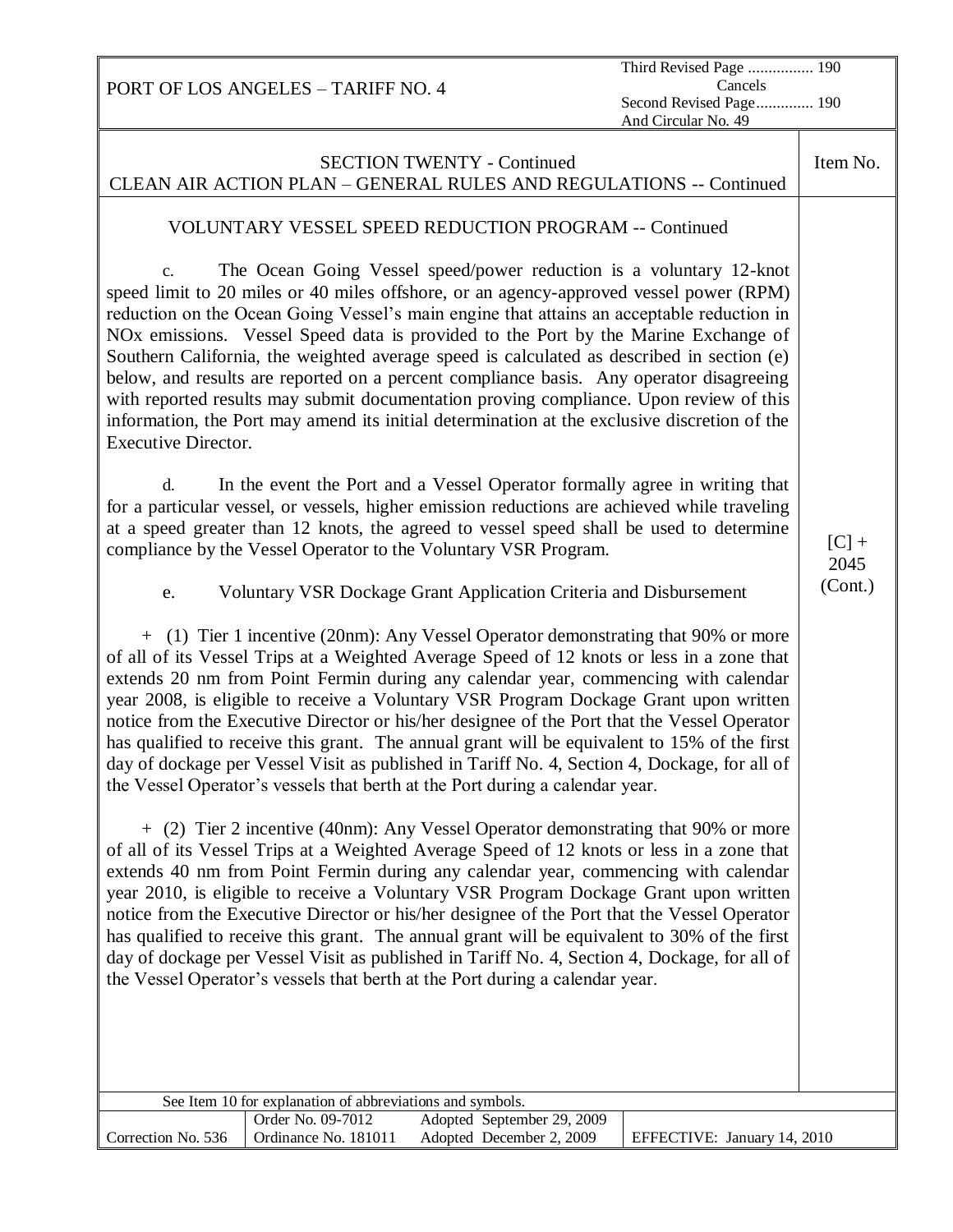## SECTION TWENTY - Continued

## CLEAN AIR ACTION PLAN – GENERAL RULES AND REGULATIONS -- Continued

Item No. [C] + 2045 (Cont.)

### VOLUNTARY VESSEL SPEED REDUCTION PROGRAM -- Continued

c. The Ocean Going Vessel speed/power reduction is a voluntary 12-knot speed limit to 20 miles or 40 miles offshore, or an agency-approved vessel power (RPM) reduction on the Ocean Going Vessel's main engine that attains an acceptable reduction in NOx emissions. Vessel Speed data is provided to the Port by the Marine Exchange of Southern California, the weighted average speed is calculated as described in section (e) below, and results are reported on a percent compliance basis. Any operator disagreeing with reported results may submit documentation proving compliance. Upon review of this information, the Port may amend its initial determination at the exclusive discretion of the Executive Director.

d. In the event the Port and a Vessel Operator formally agree in writing that for a particular vessel, or vessels, higher emission reductions are achieved while traveling at a speed greater than 12 knots, the agreed to vessel speed shall be used to determine compliance by the Vessel Operator to the Voluntary VSR Program.

e. Voluntary VSR Dockage Grant Application Criteria and Disbursement

+ (1) Tier 1 incentive (20nm): Any Vessel Operator demonstrating that 90% or more of all of its Vessel Trips at a Weighted Average Speed of 12 knots or less in a zone that extends 20 nm from Point Fermin during any calendar year, commencing with calendar year 2008, is eligible to receive a Voluntary VSR Program Dockage Grant upon written notice from the Executive Director or his/her designee of the Port that the Vessel Operator has qualified to receive this grant. The annual grant will be equivalent to 15% of the first day of dockage per Vessel Visit as published in Tariff No. 4, Section 4, Dockage, for all of the Vessel Operator's vessels that berth at the Port during a calendar year.

+ (2) Tier 2 incentive (40nm): Any Vessel Operator demonstrating that 90% or more of all of its Vessel Trips at a Weighted Average Speed of 12 knots or less in a zone that extends 40 nm from Point Fermin during any calendar year, commencing with calendar year 2010, is eligible to receive a Voluntary VSR Program Dockage Grant upon written notice from the Executive Director or his/her designee of the Port that the Vessel Operator has qualified to receive this grant. The annual grant will be equivalent to 30% of the first day of dockage per Vessel Visit as published in Tariff No. 4, Section 4, Dockage, for all of the Vessel Operator's vessels that berth at the Port during a calendar year.

See Item 10 for explanation of abbreviations and symbols.

| Correction No. 536 | Order No. 09-7012<br>Ordinance No. 181011 | Adopted September 29, 2009<br>Adopted December 2, 2009 | EFFECTIVE: January 14, 2010 |
|---|---|---|---|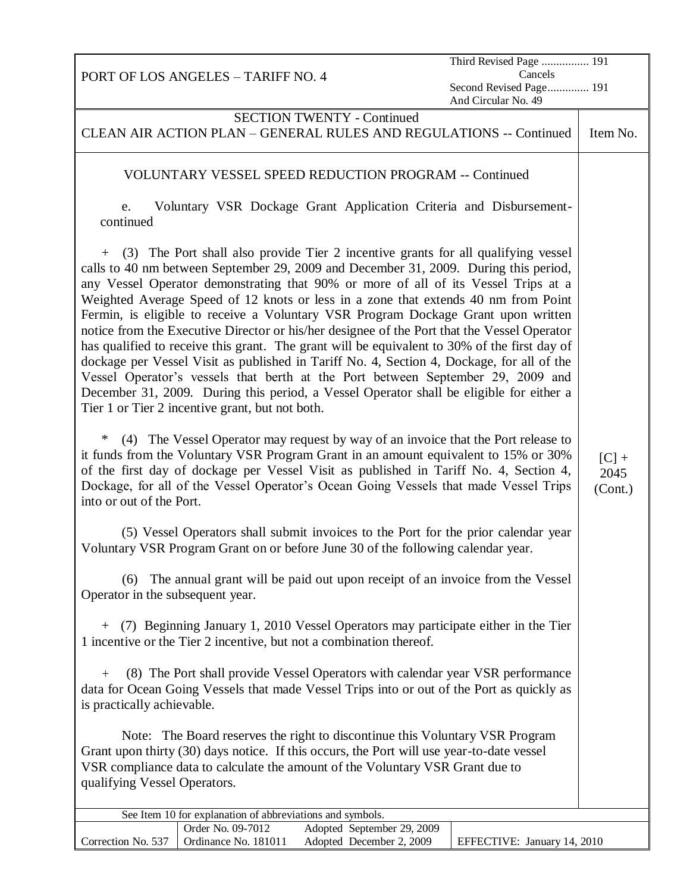PORT OF LOS ANGELES – TARIFF NO. 4

Third Revised Page ................ 191
Cancels
Second Revised Page.............. 191
And Circular No. 49

SECTION TWENTY - Continued

CLEAN AIR ACTION PLAN – GENERAL RULES AND REGULATIONS -- Continued

Item No. [C] + 2045 (Cont.)

VOLUNTARY VESSEL SPEED REDUCTION PROGRAM -- Continued

e. Voluntary VSR Dockage Grant Application Criteria and Disbursement-continued

\+ (3) The Port shall also provide Tier 2 incentive grants for all qualifying vessel calls to 40 nm between September 29, 2009 and December 31, 2009. During this period, any Vessel Operator demonstrating that 90% or more of all of its Vessel Trips at a Weighted Average Speed of 12 knots or less in a zone that extends 40 nm from Point Fermin, is eligible to receive a Voluntary VSR Program Dockage Grant upon written notice from the Executive Director or his/her designee of the Port that the Vessel Operator has qualified to receive this grant. The grant will be equivalent to 30% of the first day of dockage per Vessel Visit as published in Tariff No. 4, Section 4, Dockage, for all of the Vessel Operator's vessels that berth at the Port between September 29, 2009 and December 31, 2009. During this period, a Vessel Operator shall be eligible for either a Tier 1 or Tier 2 incentive grant, but not both.

\* (4) The Vessel Operator may request by way of an invoice that the Port release to it funds from the Voluntary VSR Program Grant in an amount equivalent to 15% or 30% of the first day of dockage per Vessel Visit as published in Tariff No. 4, Section 4, Dockage, for all of the Vessel Operator's Ocean Going Vessels that made Vessel Trips into or out of the Port.

(5) Vessel Operators shall submit invoices to the Port for the prior calendar year Voluntary VSR Program Grant on or before June 30 of the following calendar year.

(6) The annual grant will be paid out upon receipt of an invoice from the Vessel Operator in the subsequent year.

\+ (7) Beginning January 1, 2010 Vessel Operators may participate either in the Tier 1 incentive or the Tier 2 incentive, but not a combination thereof.

\+ (8) The Port shall provide Vessel Operators with calendar year VSR performance data for Ocean Going Vessels that made Vessel Trips into or out of the Port as quickly as is practically achievable.

Note: The Board reserves the right to discontinue this Voluntary VSR Program Grant upon thirty (30) days notice. If this occurs, the Port will use year-to-date vessel VSR compliance data to calculate the amount of the Voluntary VSR Grant due to qualifying Vessel Operators.

See Item 10 for explanation of abbreviations and symbols.

| Correction No. 537 | Order No. 09-7012<br>Ordinance No. 181011 | Adopted September 29, 2009<br>Adopted December 2, 2009 | EFFECTIVE: January 14, 2010 |
|---|---|---|---|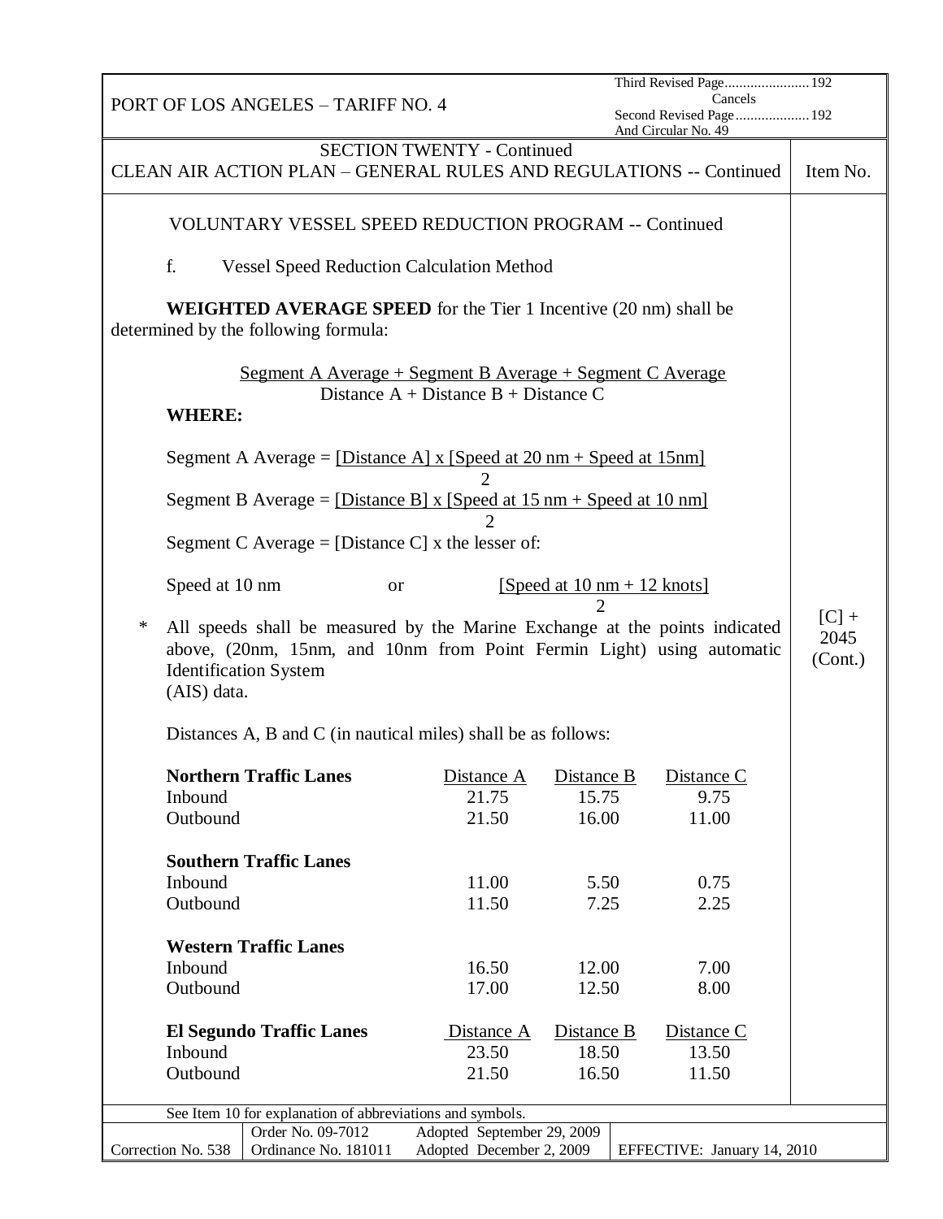SECTION TWENTY - Continued

CLEAN AIR ACTION PLAN – GENERAL RULES AND REGULATIONS -- Continued

Item No. [C] + 2045 (Cont.)

VOLUNTARY VESSEL SPEED REDUCTION PROGRAM -- Continued

f. Vessel Speed Reduction Calculation Method

**WEIGHTED AVERAGE SPEED** for the Tier 1 Incentive (20 nm) shall be determined by the following formula:

$$\frac{\text{Segment A Average} + \text{Segment B Average} + \text{Segment C Average}}{\text{Distance A} + \text{Distance B} + \text{Distance C}}$$

**WHERE:**

Segment A Average = $\frac{[\text{Distance A}] \times [\text{Speed at 20 nm} + \text{Speed at 15nm}]}{2}$

Segment B Average = $\frac{[\text{Distance B}] \times [\text{Speed at 15 nm} + \text{Speed at 10 nm}]}{2}$

Segment C Average = [Distance C] x the lesser of:

Speed at 10 nm or $\frac{[\text{Speed at 10 nm} + \text{12 knots}]}{2}$

\* All speeds shall be measured by the Marine Exchange at the points indicated above, (20nm, 15nm, and 10nm from Point Fermin Light) using automatic Identification System (AIS) data.

Distances A, B and C (in nautical miles) shall be as follows:

| **Northern Traffic Lanes** | Distance A | Distance B | Distance C |
|---|---|---|---|
| Inbound | 21.75 | 15.75 | 9.75 |
| Outbound | 21.50 | 16.00 | 11.00 |
| **Southern Traffic Lanes** | | | |
| Inbound | 11.00 | 5.50 | 0.75 |
| Outbound | 11.50 | 7.25 | 2.25 |
| **Western Traffic Lanes** | | | |
| Inbound | 16.50 | 12.00 | 7.00 |
| Outbound | 17.00 | 12.50 | 8.00 |

| **El Segundo Traffic Lanes** | Distance A | Distance B | Distance C |
|---|---|---|---|
| Inbound | 23.50 | 18.50 | 13.50 |
| Outbound | 21.50 | 16.50 | 11.50 |

See Item 10 for explanation of abbreviations and symbols.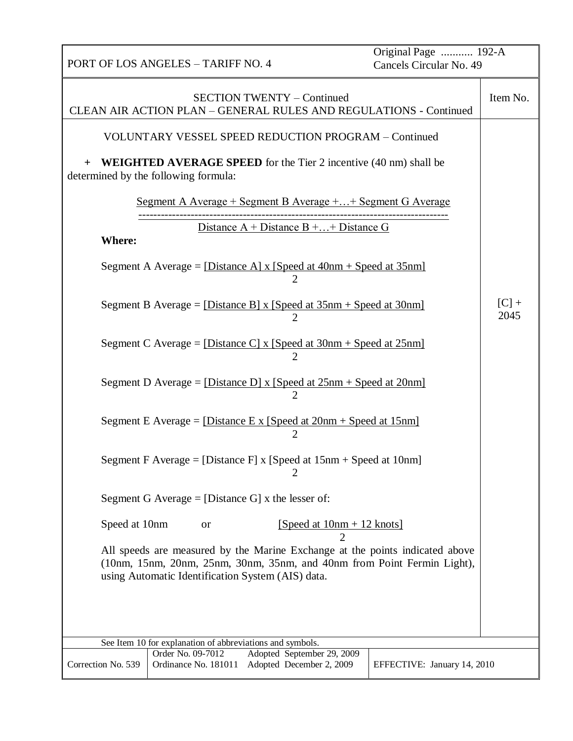SECTION TWENTY – Continued
CLEAN AIR ACTION PLAN – GENERAL RULES AND REGULATIONS - Continued

Item No. [C] + 2045

VOLUNTARY VESSEL SPEED REDUCTION PROGRAM – Continued

\+ **WEIGHTED AVERAGE SPEED** for the Tier 2 incentive (40 nm) shall be determined by the following formula:

$$\frac{\text{Segment A Average} + \text{Segment B Average} + \ldots + \text{Segment G Average}}{\text{Distance A} + \text{Distance B} + \ldots + \text{Distance G}}$$

**Where:**

Segment A Average = $\frac{[\text{Distance A}] \times [\text{Speed at 40nm} + \text{Speed at 35nm}]}{2}$

Segment B Average = $\frac{[\text{Distance B}] \times [\text{Speed at 35nm} + \text{Speed at 30nm}]}{2}$

Segment C Average = $\frac{[\text{Distance C}] \times [\text{Speed at 30nm} + \text{Speed at 25nm}]}{2}$

Segment D Average = $\frac{[\text{Distance D}] \times [\text{Speed at 25nm} + \text{Speed at 20nm}]}{2}$

Segment E Average = $\frac{[\text{Distance E} \times [\text{Speed at 20nm} + \text{Speed at 15nm}]}{2}$

Segment F Average = $\frac{[\text{Distance F}] \times [\text{Speed at 15nm} + \text{Speed at 10nm}]}{2}$

Segment G Average = [Distance G] x the lesser of:

Speed at 10nm or $\frac{[\text{Speed at 10nm} + \text{12 knots}]}{2}$

All speeds are measured by the Marine Exchange at the points indicated above (10nm, 15nm, 20nm, 25nm, 30nm, 35nm, and 40nm from Point Fermin Light), using Automatic Identification System (AIS) data.

See Item 10 for explanation of abbreviations and symbols.

| Correction No. 539 | Order No. 09-7012 Adopted September 29, 2009<br>Ordinance No. 181011 Adopted December 2, 2009 | EFFECTIVE: January 14, 2010 |
|---|---|---|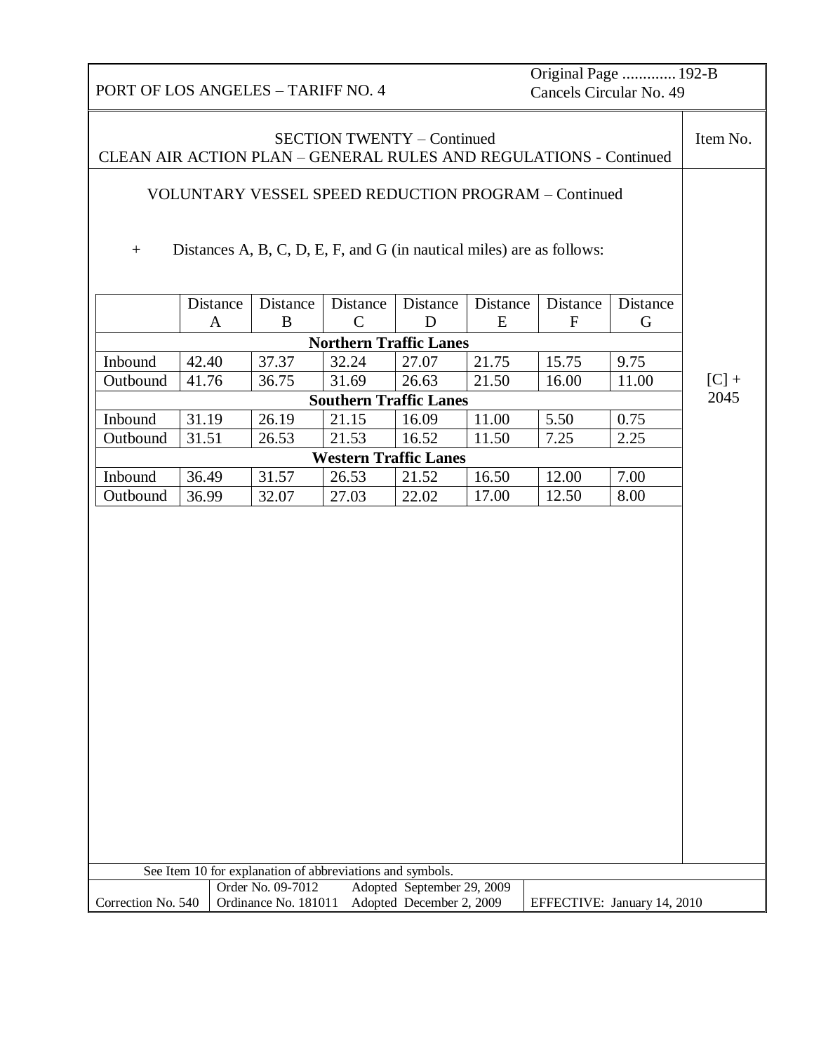SECTION TWENTY – Continued
CLEAN AIR ACTION PLAN – GENERAL RULES AND REGULATIONS - Continued

Item No. [C] + 2045

VOLUNTARY VESSEL SPEED REDUCTION PROGRAM – Continued

+ Distances A, B, C, D, E, F, and G (in nautical miles) are as follows:

| | Distance A | Distance B | Distance C | Distance D | Distance E | Distance F | Distance G |
|---|---|---|---|---|---|---|---|
| **Northern Traffic Lanes** | | | | | | | |
| Inbound | 42.40 | 37.37 | 32.24 | 27.07 | 21.75 | 15.75 | 9.75 |
| Outbound | 41.76 | 36.75 | 31.69 | 26.63 | 21.50 | 16.00 | 11.00 |
| **Southern Traffic Lanes** | | | | | | | |
| Inbound | 31.19 | 26.19 | 21.15 | 16.09 | 11.00 | 5.50 | 0.75 |
| Outbound | 31.51 | 26.53 | 21.53 | 16.52 | 11.50 | 7.25 | 2.25 |
| **Western Traffic Lanes** | | | | | | | |
| Inbound | 36.49 | 31.57 | 26.53 | 21.52 | 16.50 | 12.00 | 7.00 |
| Outbound | 36.99 | 32.07 | 27.03 | 22.02 | 17.00 | 12.50 | 8.00 |

See Item 10 for explanation of abbreviations and symbols.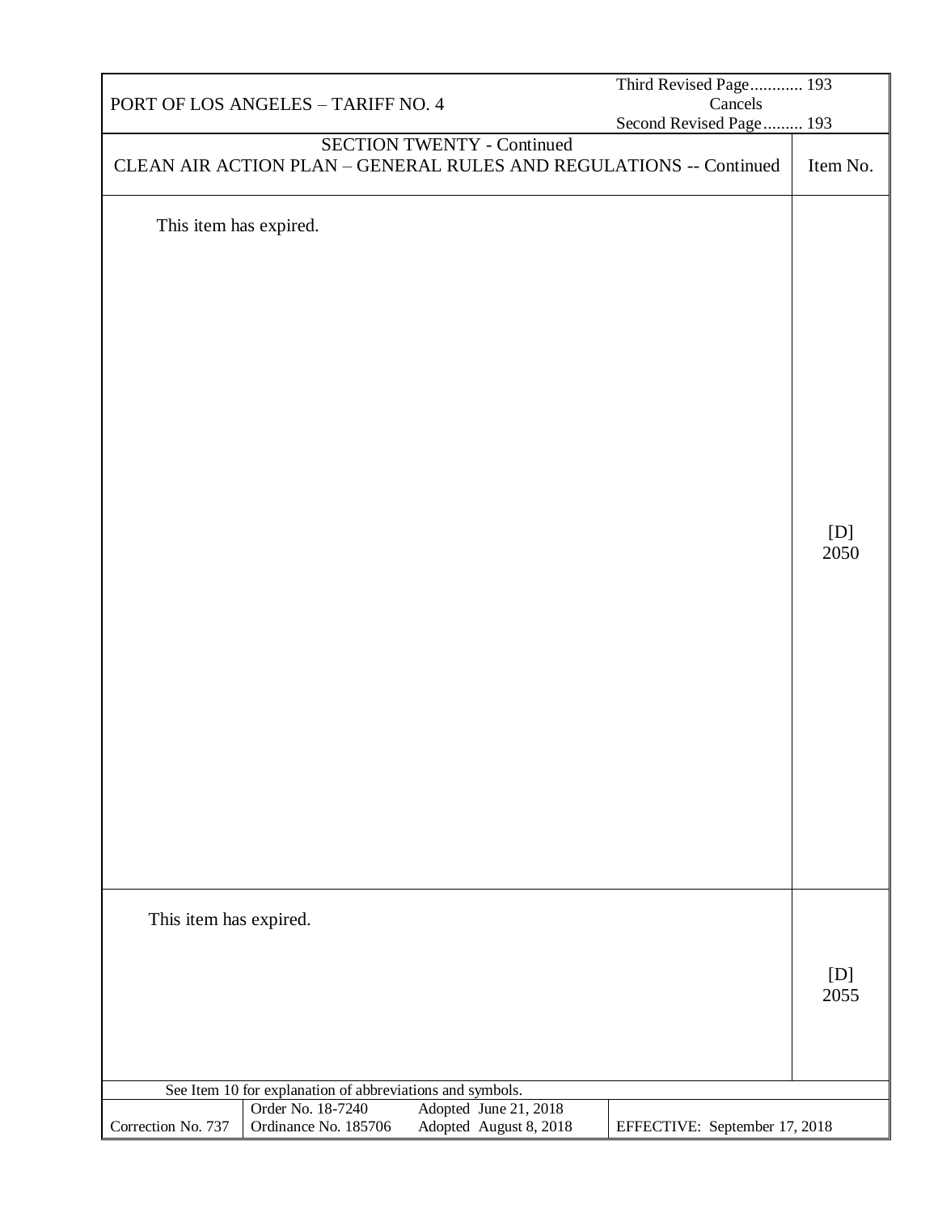## SECTION TWENTY - Continued

## CLEAN AIR ACTION PLAN – GENERAL RULES AND REGULATIONS -- Continued

| | Item No. |
|---|---|
| This item has expired. | [D] 2050 |
| This item has expired. | [D] 2055 |

See Item 10 for explanation of abbreviations and symbols.

| Correction No. 737 | Order No. 18-7240<br>Ordinance No. 185706 | Adopted June 21, 2018<br>Adopted August 8, 2018 | EFFECTIVE: September 17, 2018 |
|---|---|---|---|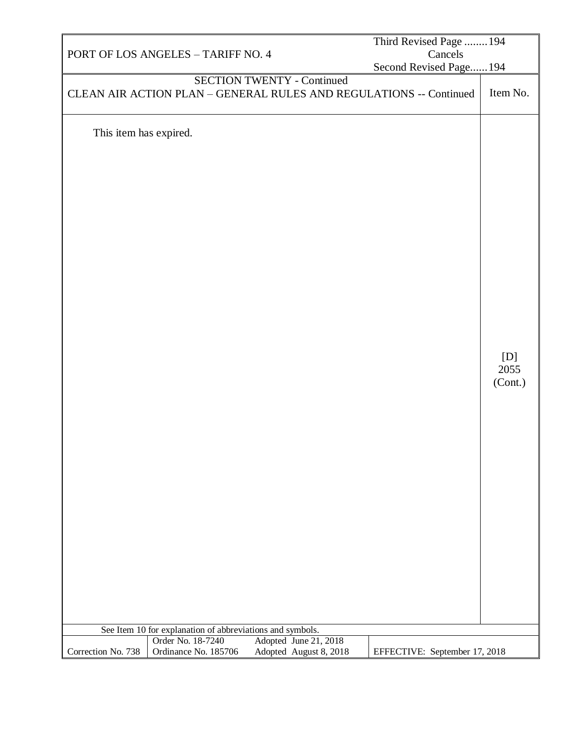PORT OF LOS ANGELES – TARIFF NO. 4

Third Revised Page ........194
Cancels
Second Revised Page......194

SECTION TWENTY - Continued

CLEAN AIR ACTION PLAN – GENERAL RULES AND REGULATIONS -- Continued

| | Item No. |
|---|---|
| This item has expired. | [D] 2055 (Cont.) |

See Item 10 for explanation of abbreviations and symbols.

| Correction No. 738 | Order No. 18-7240 Ordinance No. 185706 | Adopted June 21, 2018 Adopted August 8, 2018 | EFFECTIVE: September 17, 2018 |
|---|---|---|---|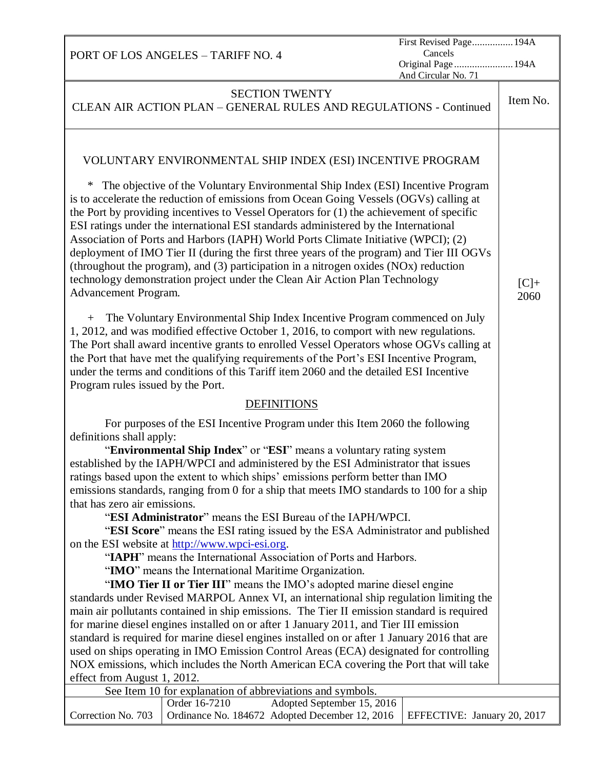PORT OF LOS ANGELES – TARIFF NO. 4

First Revised Page................194A
Cancels
Original Page.......................194A
And Circular No. 71

SECTION TWENTY
CLEAN AIR ACTION PLAN – GENERAL RULES AND REGULATIONS - Continued

Item No. [C]+ 2060

## VOLUNTARY ENVIRONMENTAL SHIP INDEX (ESI) INCENTIVE PROGRAM

\* The objective of the Voluntary Environmental Ship Index (ESI) Incentive Program is to accelerate the reduction of emissions from Ocean Going Vessels (OGVs) calling at the Port by providing incentives to Vessel Operators for (1) the achievement of specific ESI ratings under the international ESI standards administered by the International Association of Ports and Harbors (IAPH) World Ports Climate Initiative (WPCI); (2) deployment of IMO Tier II (during the first three years of the program) and Tier III OGVs (throughout the program), and (3) participation in a nitrogen oxides (NOx) reduction technology demonstration project under the Clean Air Action Plan Technology Advancement Program.

\+ The Voluntary Environmental Ship Index Incentive Program commenced on July 1, 2012, and was modified effective October 1, 2016, to comport with new regulations. The Port shall award incentive grants to enrolled Vessel Operators whose OGVs calling at the Port that have met the qualifying requirements of the Port's ESI Incentive Program, under the terms and conditions of this Tariff item 2060 and the detailed ESI Incentive Program rules issued by the Port.

### DEFINITIONS

For purposes of the ESI Incentive Program under this Item 2060 the following definitions shall apply:

"**Environmental Ship Index**" or "**ESI**" means a voluntary rating system established by the IAPH/WPCI and administered by the ESI Administrator that issues ratings based upon the extent to which ships' emissions perform better than IMO emissions standards, ranging from 0 for a ship that meets IMO standards to 100 for a ship that has zero air emissions.

"**ESI Administrator**" means the ESI Bureau of the IAPH/WPCI.

"**ESI Score**" means the ESI rating issued by the ESA Administrator and published on the ESI website at http://www.wpci-esi.org.

"**IAPH**" means the International Association of Ports and Harbors.

"**IMO**" means the International Maritime Organization.

"**IMO Tier II or Tier III**" means the IMO's adopted marine diesel engine standards under Revised MARPOL Annex VI, an international ship regulation limiting the main air pollutants contained in ship emissions. The Tier II emission standard is required for marine diesel engines installed on or after 1 January 2011, and Tier III emission standard is required for marine diesel engines installed on or after 1 January 2016 that are used on ships operating in IMO Emission Control Areas (ECA) designated for controlling NOX emissions, which includes the North American ECA covering the Port that will take effect from August 1, 2012.

See Item 10 for explanation of abbreviations and symbols.

| Correction No. 703 | Order 16-7210 Adopted September 15, 2016<br>Ordinance No. 184672 Adopted December 12, 2016 | EFFECTIVE: January 20, 2017 |
|---|---|---|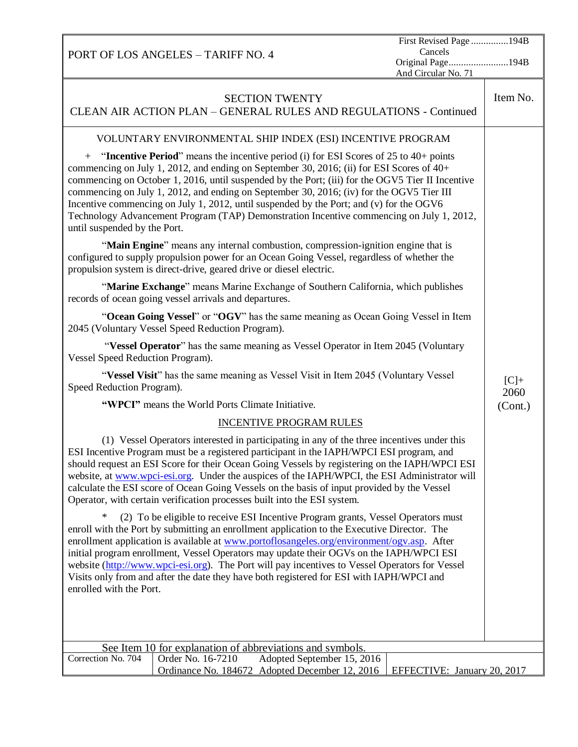## SECTION TWENTY
### CLEAN AIR ACTION PLAN – GENERAL RULES AND REGULATIONS - Continued

Item No. [C]+ 2060 (Cont.)

VOLUNTARY ENVIRONMENTAL SHIP INDEX (ESI) INCENTIVE PROGRAM

\+ "**Incentive Period**" means the incentive period (i) for ESI Scores of 25 to 40+ points commencing on July 1, 2012, and ending on September 30, 2016; (ii) for ESI Scores of 40+ commencing on October 1, 2016, until suspended by the Port; (iii) for the OGV5 Tier II Incentive commencing on July 1, 2012, and ending on September 30, 2016; (iv) for the OGV5 Tier III Incentive commencing on July 1, 2012, until suspended by the Port; and (v) for the OGV6 Technology Advancement Program (TAP) Demonstration Incentive commencing on July 1, 2012, until suspended by the Port.

"**Main Engine**" means any internal combustion, compression-ignition engine that is configured to supply propulsion power for an Ocean Going Vessel, regardless of whether the propulsion system is direct-drive, geared drive or diesel electric.

"**Marine Exchange**" means Marine Exchange of Southern California, which publishes records of ocean going vessel arrivals and departures.

"**Ocean Going Vessel**" or "**OGV**" has the same meaning as Ocean Going Vessel in Item 2045 (Voluntary Vessel Speed Reduction Program).

"**Vessel Operator**" has the same meaning as Vessel Operator in Item 2045 (Voluntary Vessel Speed Reduction Program).

"**Vessel Visit**" has the same meaning as Vessel Visit in Item 2045 (Voluntary Vessel Speed Reduction Program).

**"WPCI"** means the World Ports Climate Initiative.

INCENTIVE PROGRAM RULES

(1) Vessel Operators interested in participating in any of the three incentives under this ESI Incentive Program must be a registered participant in the IAPH/WPCI ESI program, and should request an ESI Score for their Ocean Going Vessels by registering on the IAPH/WPCI ESI website, at www.wpci-esi.org. Under the auspices of the IAPH/WPCI, the ESI Administrator will calculate the ESI score of Ocean Going Vessels on the basis of input provided by the Vessel Operator, with certain verification processes built into the ESI system.

\* (2) To be eligible to receive ESI Incentive Program grants, Vessel Operators must enroll with the Port by submitting an enrollment application to the Executive Director. The enrollment application is available at www.portoflosangeles.org/environment/ogv.asp. After initial program enrollment, Vessel Operators may update their OGVs on the IAPH/WPCI ESI website (http://www.wpci-esi.org). The Port will pay incentives to Vessel Operators for Vessel Visits only from and after the date they have both registered for ESI with IAPH/WPCI and enrolled with the Port.

See Item 10 for explanation of abbreviations and symbols.

| Correction No. 704 | Order No. 16-7210 Adopted September 15, 2016<br>Ordinance No. 184672 Adopted December 12, 2016 | EFFECTIVE: January 20, 2017 |
|---|---|---|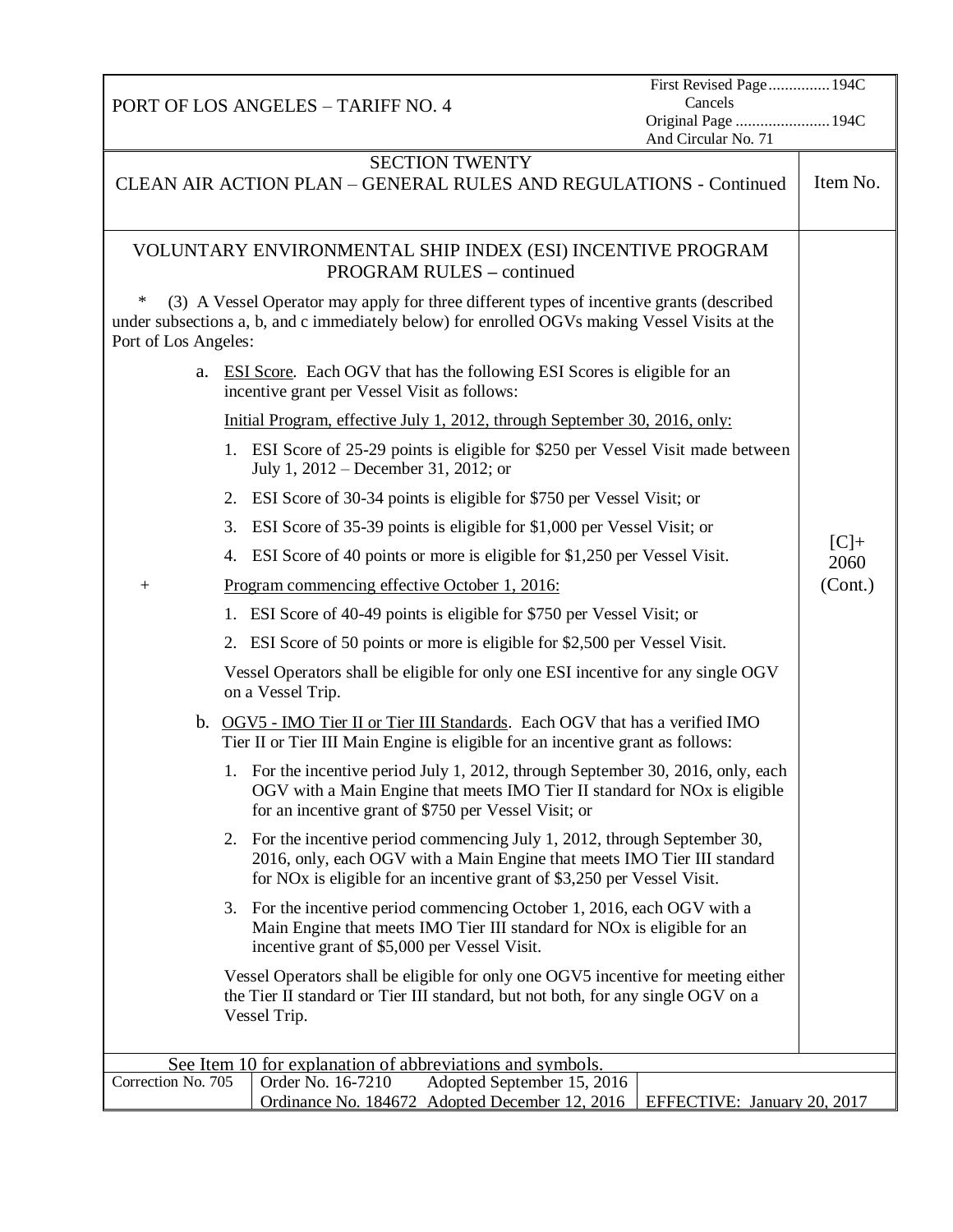PORT OF LOS ANGELES – TARIFF NO. 4

First Revised Page ............... 194C
Cancels
Original Page ....................... 194C
And Circular No. 71

## SECTION TWENTY
## CLEAN AIR ACTION PLAN – GENERAL RULES AND REGULATIONS - Continued

Item No. [C]+ 2060 (Cont.)

### VOLUNTARY ENVIRONMENTAL SHIP INDEX (ESI) INCENTIVE PROGRAM PROGRAM RULES – continued

\* (3) A Vessel Operator may apply for three different types of incentive grants (described under subsections a, b, and c immediately below) for enrolled OGVs making Vessel Visits at the Port of Los Angeles:

a. ESI Score. Each OGV that has the following ESI Scores is eligible for an incentive grant per Vessel Visit as follows:

Initial Program, effective July 1, 2012, through September 30, 2016, only:

1. ESI Score of 25-29 points is eligible for $250 per Vessel Visit made between July 1, 2012 – December 31, 2012; or
2. ESI Score of 30-34 points is eligible for $750 per Vessel Visit; or
3. ESI Score of 35-39 points is eligible for $1,000 per Vessel Visit; or
4. ESI Score of 40 points or more is eligible for $1,250 per Vessel Visit.

\+ Program commencing effective October 1, 2016:

1. ESI Score of 40-49 points is eligible for $750 per Vessel Visit; or
2. ESI Score of 50 points or more is eligible for $2,500 per Vessel Visit.

Vessel Operators shall be eligible for only one ESI incentive for any single OGV on a Vessel Trip.

b. OGV5 - IMO Tier II or Tier III Standards. Each OGV that has a verified IMO Tier II or Tier III Main Engine is eligible for an incentive grant as follows:

1. For the incentive period July 1, 2012, through September 30, 2016, only, each OGV with a Main Engine that meets IMO Tier II standard for NOx is eligible for an incentive grant of $750 per Vessel Visit; or
2. For the incentive period commencing July 1, 2012, through September 30, 2016, only, each OGV with a Main Engine that meets IMO Tier III standard for NOx is eligible for an incentive grant of $3,250 per Vessel Visit.
3. For the incentive period commencing October 1, 2016, each OGV with a Main Engine that meets IMO Tier III standard for NOx is eligible for an incentive grant of $5,000 per Vessel Visit.

Vessel Operators shall be eligible for only one OGV5 incentive for meeting either the Tier II standard or Tier III standard, but not both, for any single OGV on a Vessel Trip.

See Item 10 for explanation of abbreviations and symbols.

| Correction No. 705 | Order No. 16-7210 Adopted September 15, 2016<br>Ordinance No. 184672 Adopted December 12, 2016 | EFFECTIVE: January 20, 2017 |
|---|---|---|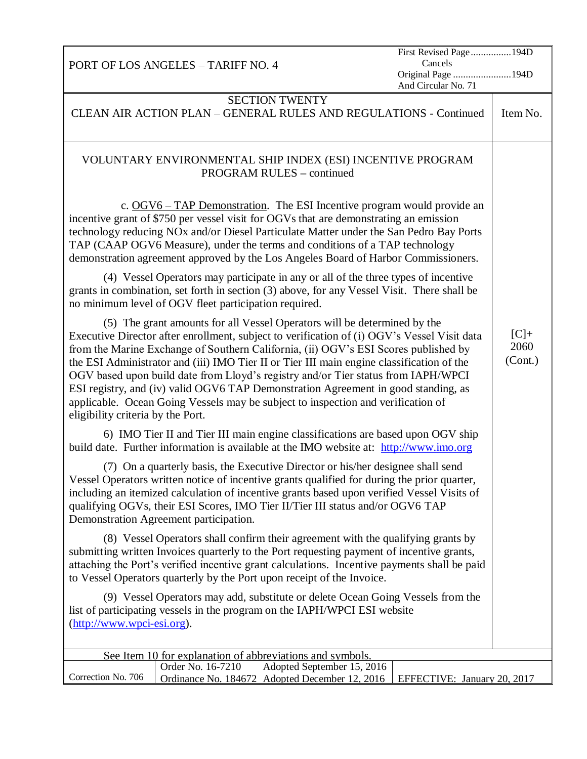PORT OF LOS ANGELES – TARIFF NO. 4

First Revised Page ................194D
Cancels
Original Page .......................194D
And Circular No. 71

SECTION TWENTY
CLEAN AIR ACTION PLAN – GENERAL RULES AND REGULATIONS - Continued

Item No. [C]+ 2060 (Cont.)

## VOLUNTARY ENVIRONMENTAL SHIP INDEX (ESI) INCENTIVE PROGRAM PROGRAM RULES – continued

c. OGV6 – TAP Demonstration. The ESI Incentive program would provide an incentive grant of $750 per vessel visit for OGVs that are demonstrating an emission technology reducing NOx and/or Diesel Particulate Matter under the San Pedro Bay Ports TAP (CAAP OGV6 Measure), under the terms and conditions of a TAP technology demonstration agreement approved by the Los Angeles Board of Harbor Commissioners.

(4) Vessel Operators may participate in any or all of the three types of incentive grants in combination, set forth in section (3) above, for any Vessel Visit. There shall be no minimum level of OGV fleet participation required.

(5) The grant amounts for all Vessel Operators will be determined by the Executive Director after enrollment, subject to verification of (i) OGV's Vessel Visit data from the Marine Exchange of Southern California, (ii) OGV's ESI Scores published by the ESI Administrator and (iii) IMO Tier II or Tier III main engine classification of the OGV based upon build date from Lloyd's registry and/or Tier status from IAPH/WPCI ESI registry, and (iv) valid OGV6 TAP Demonstration Agreement in good standing, as applicable. Ocean Going Vessels may be subject to inspection and verification of eligibility criteria by the Port.

6) IMO Tier II and Tier III main engine classifications are based upon OGV ship build date. Further information is available at the IMO website at: http://www.imo.org

(7) On a quarterly basis, the Executive Director or his/her designee shall send Vessel Operators written notice of incentive grants qualified for during the prior quarter, including an itemized calculation of incentive grants based upon verified Vessel Visits of qualifying OGVs, their ESI Scores, IMO Tier II/Tier III status and/or OGV6 TAP Demonstration Agreement participation.

(8) Vessel Operators shall confirm their agreement with the qualifying grants by submitting written Invoices quarterly to the Port requesting payment of incentive grants, attaching the Port's verified incentive grant calculations. Incentive payments shall be paid to Vessel Operators quarterly by the Port upon receipt of the Invoice.

(9) Vessel Operators may add, substitute or delete Ocean Going Vessels from the list of participating vessels in the program on the IAPH/WPCI ESI website (http://www.wpci-esi.org).

See Item 10 for explanation of abbreviations and symbols.

| Correction No. 706 | Order No. 16-7210 Adopted September 15, 2016<br>Ordinance No. 184672 Adopted December 12, 2016 | EFFECTIVE: January 20, 2017 |
|---|---|---|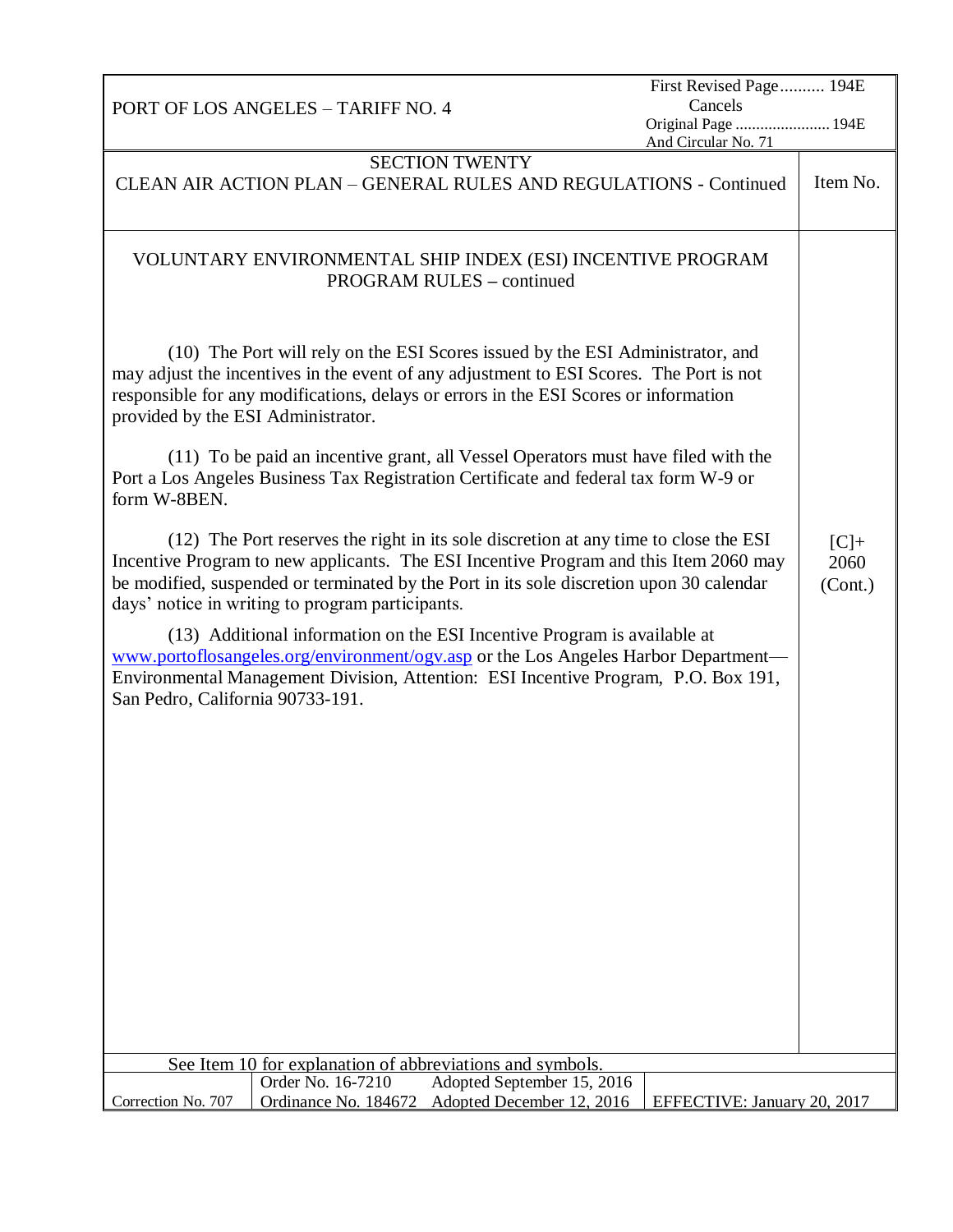## SECTION TWENTY

## CLEAN AIR ACTION PLAN – GENERAL RULES AND REGULATIONS - Continued

Item No. [C]+ 2060 (Cont.)

### VOLUNTARY ENVIRONMENTAL SHIP INDEX (ESI) INCENTIVE PROGRAM PROGRAM RULES – continued

(10) The Port will rely on the ESI Scores issued by the ESI Administrator, and may adjust the incentives in the event of any adjustment to ESI Scores. The Port is not responsible for any modifications, delays or errors in the ESI Scores or information provided by the ESI Administrator.

(11) To be paid an incentive grant, all Vessel Operators must have filed with the Port a Los Angeles Business Tax Registration Certificate and federal tax form W-9 or form W-8BEN.

(12) The Port reserves the right in its sole discretion at any time to close the ESI Incentive Program to new applicants. The ESI Incentive Program and this Item 2060 may be modified, suspended or terminated by the Port in its sole discretion upon 30 calendar days' notice in writing to program participants.

(13) Additional information on the ESI Incentive Program is available at www.portoflosangeles.org/environment/ogv.asp or the Los Angeles Harbor Department—Environmental Management Division, Attention: ESI Incentive Program, P.O. Box 191, San Pedro, California 90733-191.

See Item 10 for explanation of abbreviations and symbols.

| Correction No. 707 | Order No. 16-7210 Adopted September 15, 2016<br>Ordinance No. 184672 Adopted December 12, 2016 | EFFECTIVE: January 20, 2017 |
|---|---|---|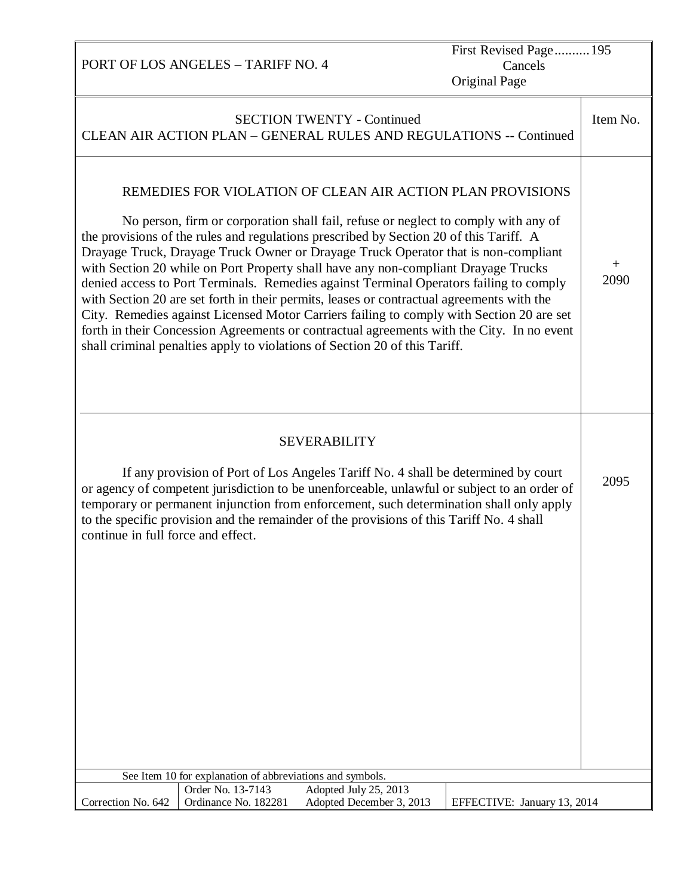## SECTION TWENTY - Continued
## CLEAN AIR ACTION PLAN – GENERAL RULES AND REGULATIONS -- Continued

Item No.

### REMEDIES FOR VIOLATION OF CLEAN AIR ACTION PLAN PROVISIONS

Item No.: + 2090

No person, firm or corporation shall fail, refuse or neglect to comply with any of the provisions of the rules and regulations prescribed by Section 20 of this Tariff. A Drayage Truck, Drayage Truck Owner or Drayage Truck Operator that is non-compliant with Section 20 while on Port Property shall have any non-compliant Drayage Trucks denied access to Port Terminals. Remedies against Terminal Operators failing to comply with Section 20 are set forth in their permits, leases or contractual agreements with the City. Remedies against Licensed Motor Carriers failing to comply with Section 20 are set forth in their Concession Agreements or contractual agreements with the City. In no event shall criminal penalties apply to violations of Section 20 of this Tariff.

### SEVERABILITY

Item No.: 2095

If any provision of Port of Los Angeles Tariff No. 4 shall be determined by court or agency of competent jurisdiction to be unenforceable, unlawful or subject to an order of temporary or permanent injunction from enforcement, such determination shall only apply to the specific provision and the remainder of the provisions of this Tariff No. 4 shall continue in full force and effect.

See Item 10 for explanation of abbreviations and symbols.

| | | | |
|---|---|---|---|
| Correction No. 642 | Order No. 13-7143<br>Ordinance No. 182281 | Adopted July 25, 2013<br>Adopted December 3, 2013 | EFFECTIVE: January 13, 2014 |